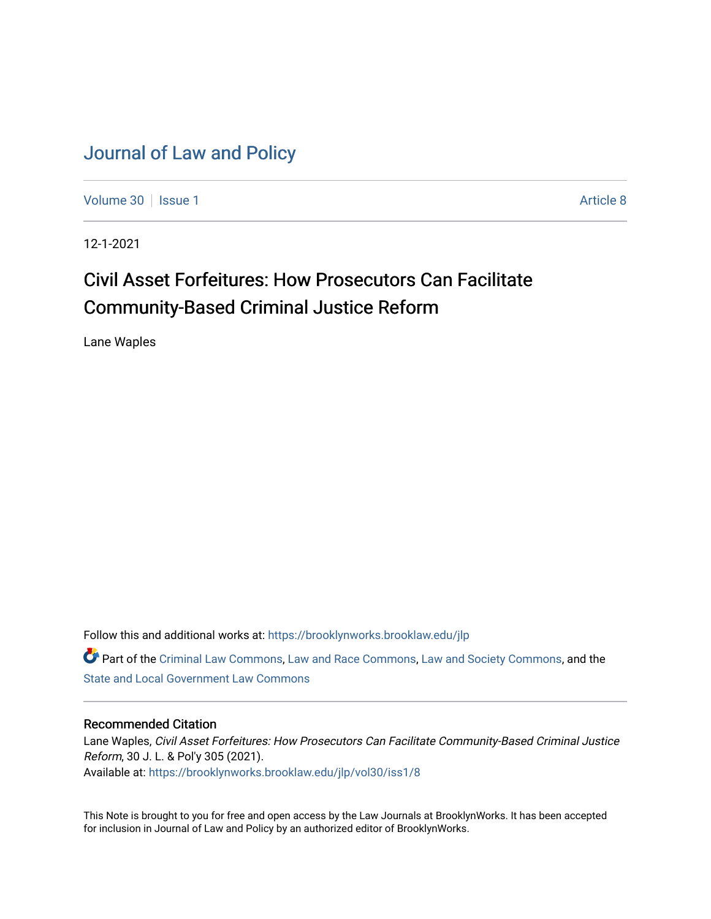# Journal of Law and Policy

Volume 30 | Issue 1 | Article 8

12-1-2021

## Civil Asset Forfeitures: How Prosecutors Can Facilitate Community-Based Criminal Justice Reform

Lane Waples

Follow this and additional works at: https://brooklynworks.brooklaw.edu/jlp

Part of the Criminal Law Commons, Law and Race Commons, Law and Society Commons, and the State and Local Government Law Commons

### Recommended Citation

Lane Waples, *Civil Asset Forfeitures: How Prosecutors Can Facilitate Community-Based Criminal Justice Reform*, 30 J. L. & Pol'y 305 (2021).

Available at: https://brooklynworks.brooklaw.edu/jlp/vol30/iss1/8

This Note is brought to you for free and open access by the Law Journals at BrooklynWorks. It has been accepted for inclusion in Journal of Law and Policy by an authorized editor of BrooklynWorks.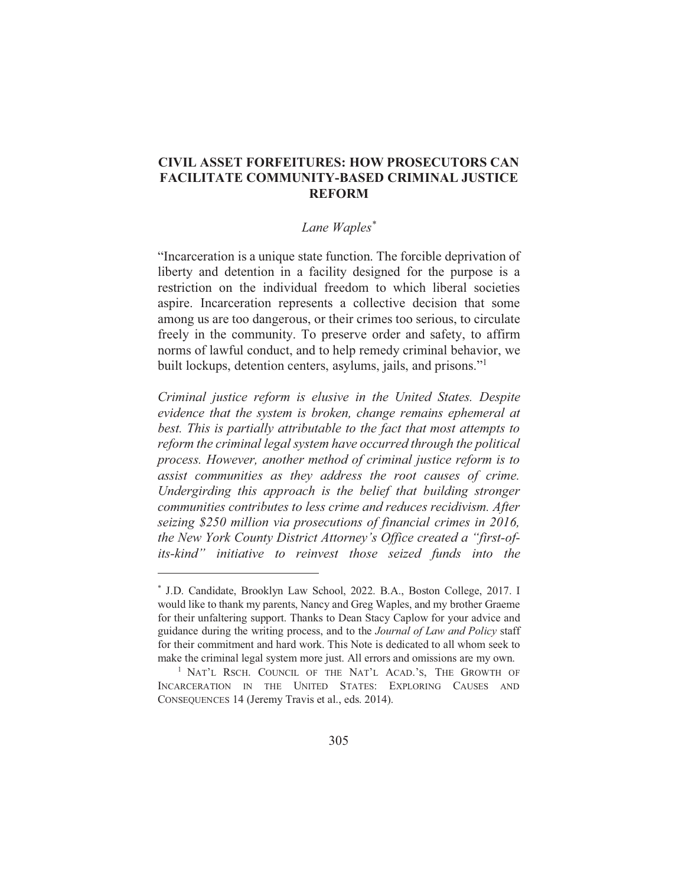# CIVIL ASSET FORFEITURES: HOW PROSECUTORS CAN FACILITATE COMMUNITY-BASED CRIMINAL JUSTICE REFORM

*Lane Waples*[*]

"Incarceration is a unique state function. The forcible deprivation of liberty and detention in a facility designed for the purpose is a restriction on the individual freedom to which liberal societies aspire. Incarceration represents a collective decision that some among us are too dangerous, or their crimes too serious, to circulate freely in the community. To preserve order and safety, to affirm norms of lawful conduct, and to help remedy criminal behavior, we built lockups, detention centers, asylums, jails, and prisons."[1]

*Criminal justice reform is elusive in the United States. Despite evidence that the system is broken, change remains ephemeral at best. This is partially attributable to the fact that most attempts to reform the criminal legal system have occurred through the political process. However, another method of criminal justice reform is to assist communities as they address the root causes of crime. Undergirding this approach is the belief that building stronger communities contributes to less crime and reduces recidivism. After seizing $250 million via prosecutions of financial crimes in 2016, the New York County District Attorney's Office created a "first-of-its-kind" initiative to reinvest those seized funds into the*

---

[*] J.D. Candidate, Brooklyn Law School, 2022. B.A., Boston College, 2017. I would like to thank my parents, Nancy and Greg Waples, and my brother Graeme for their unfaltering support. Thanks to Dean Stacy Caplow for your advice and guidance during the writing process, and to the *Journal of Law and Policy* staff for their commitment and hard work. This Note is dedicated to all whom seek to make the criminal legal system more just. All errors and omissions are my own.

[1] NAT'L RSCH. COUNCIL OF THE NAT'L ACAD.'S, THE GROWTH OF INCARCERATION IN THE UNITED STATES: EXPLORING CAUSES AND CONSEQUENCES 14 (Jeremy Travis et al., eds. 2014).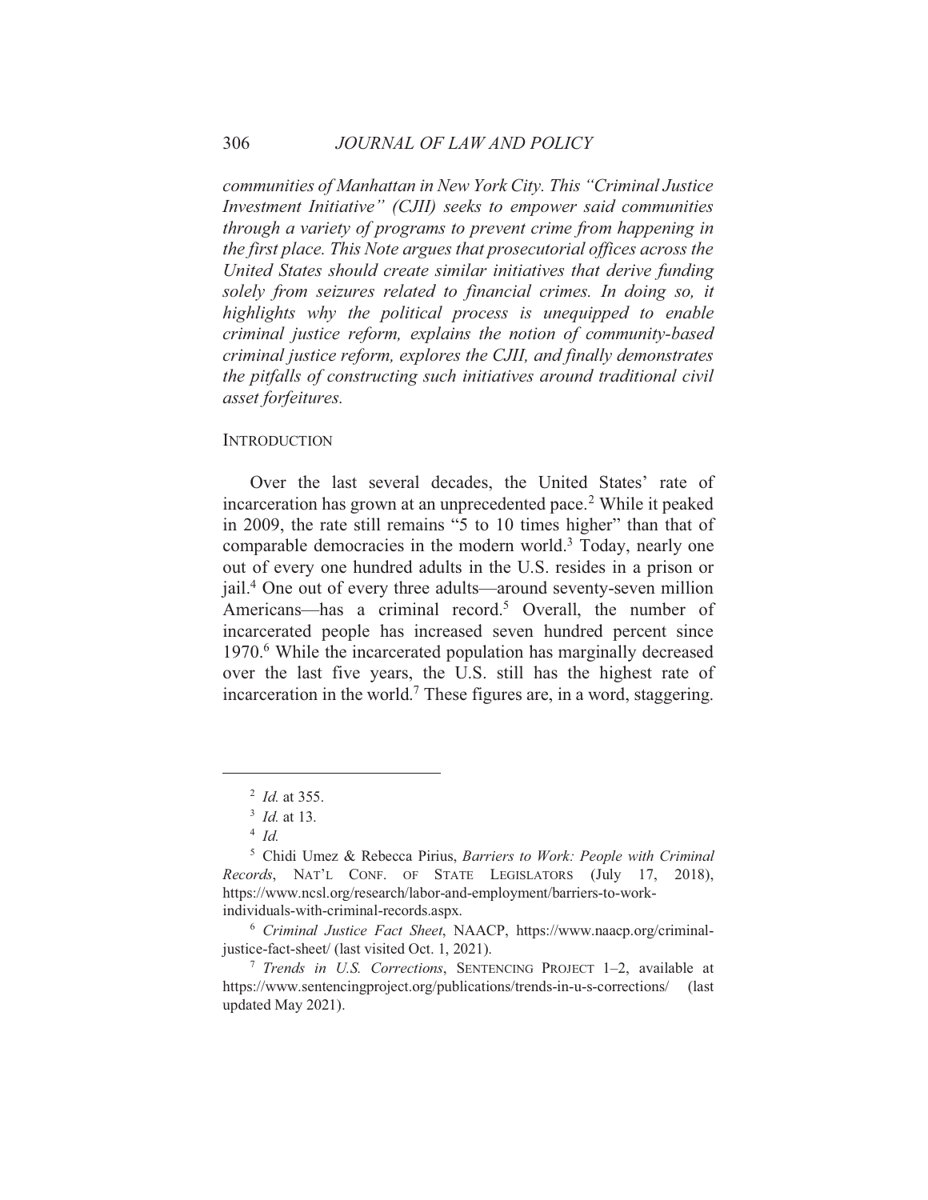*communities of Manhattan in New York City. This "Criminal Justice Investment Initiative" (CJII) seeks to empower said communities through a variety of programs to prevent crime from happening in the first place. This Note argues that prosecutorial offices across the United States should create similar initiatives that derive funding solely from seizures related to financial crimes. In doing so, it highlights why the political process is unequipped to enable criminal justice reform, explains the notion of community-based criminal justice reform, explores the CJII, and finally demonstrates the pitfalls of constructing such initiatives around traditional civil asset forfeitures.*

## INTRODUCTION

Over the last several decades, the United States' rate of incarceration has grown at an unprecedented pace.[2] While it peaked in 2009, the rate still remains "5 to 10 times higher" than that of comparable democracies in the modern world.[3] Today, nearly one out of every one hundred adults in the U.S. resides in a prison or jail.[4] One out of every three adults—around seventy-seven million Americans—has a criminal record.[5] Overall, the number of incarcerated people has increased seven hundred percent since 1970.[6] While the incarcerated population has marginally decreased over the last five years, the U.S. still has the highest rate of incarceration in the world.[7] These figures are, in a word, staggering.

---

[2] *Id.* at 355.

[3] *Id.* at 13.

[4] *Id.*

[5] Chidi Umez & Rebecca Pirius, *Barriers to Work: People with Criminal Records*, NAT'L CONF. OF STATE LEGISLATORS (July 17, 2018), https://www.ncsl.org/research/labor-and-employment/barriers-to-work-individuals-with-criminal-records.aspx.

[6] *Criminal Justice Fact Sheet*, NAACP, https://www.naacp.org/criminal-justice-fact-sheet/ (last visited Oct. 1, 2021).

[7] *Trends in U.S. Corrections*, SENTENCING PROJECT 1–2, available at https://www.sentencingproject.org/publications/trends-in-u-s-corrections/ (last updated May 2021).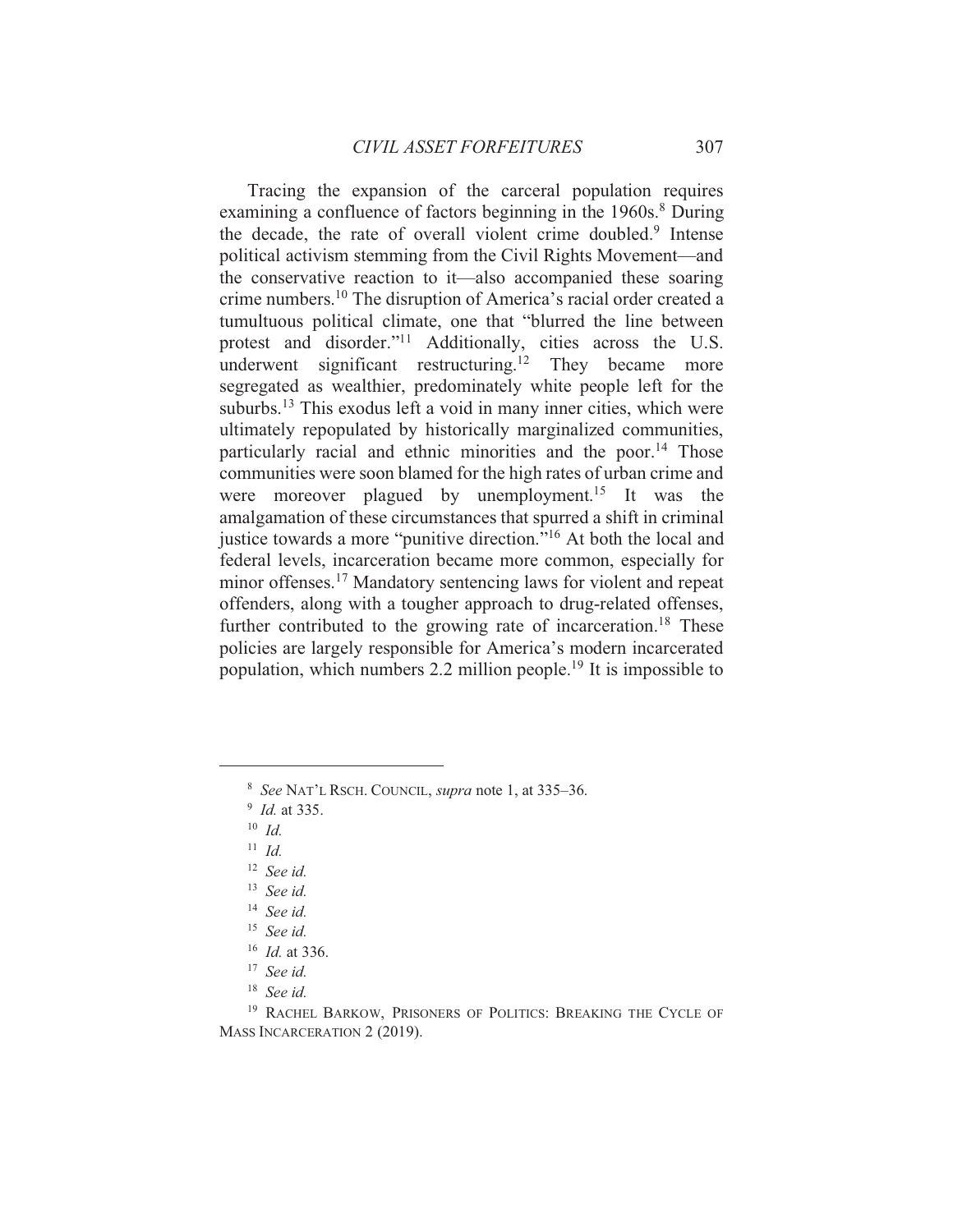Tracing the expansion of the carceral population requires examining a confluence of factors beginning in the 1960s.[8] During the decade, the rate of overall violent crime doubled.[9] Intense political activism stemming from the Civil Rights Movement—and the conservative reaction to it—also accompanied these soaring crime numbers.[10] The disruption of America's racial order created a tumultuous political climate, one that "blurred the line between protest and disorder."[11] Additionally, cities across the U.S. underwent significant restructuring.[12] They became more segregated as wealthier, predominately white people left for the suburbs.[13] This exodus left a void in many inner cities, which were ultimately repopulated by historically marginalized communities, particularly racial and ethnic minorities and the poor.[14] Those communities were soon blamed for the high rates of urban crime and were moreover plagued by unemployment.[15] It was the amalgamation of these circumstances that spurred a shift in criminal justice towards a more "punitive direction."[16] At both the local and federal levels, incarceration became more common, especially for minor offenses.[17] Mandatory sentencing laws for violent and repeat offenders, along with a tougher approach to drug-related offenses, further contributed to the growing rate of incarceration.[18] These policies are largely responsible for America's modern incarcerated population, which numbers 2.2 million people.[19] It is impossible to

---

[8] *See* NAT'L RSCH. COUNCIL, *supra* note 1, at 335–36.

[9] *Id.* at 335.

[10] *Id.*

[11] *Id.*

[12] *See id.*

[13] *See id.*

[14] *See id.*

[15] *See id.*

[16] *Id.* at 336.

[17] *See id.*

[18] *See id.*

[19] RACHEL BARKOW, PRISONERS OF POLITICS: BREAKING THE CYCLE OF MASS INCARCERATION 2 (2019).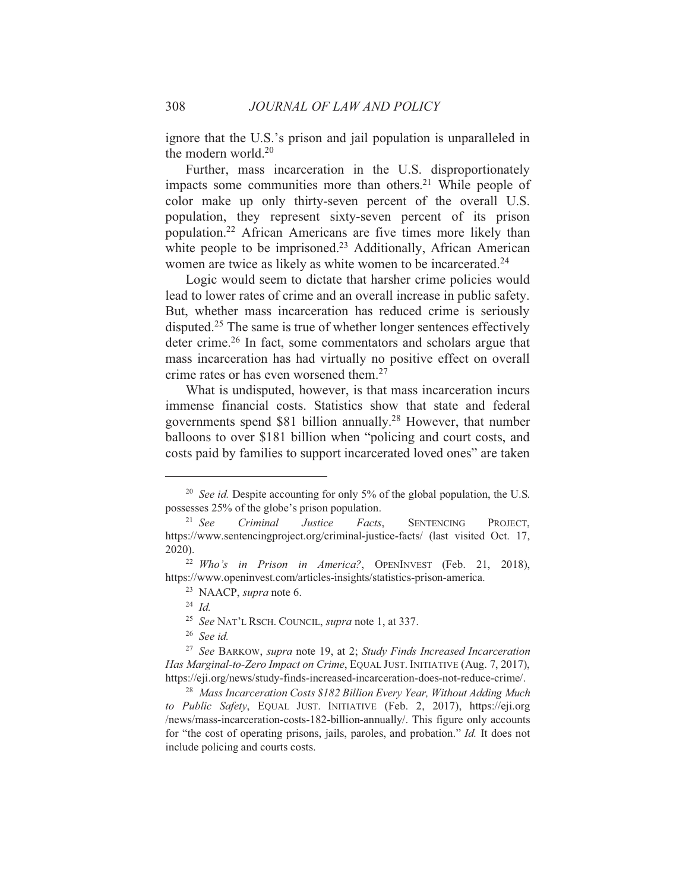ignore that the U.S.'s prison and jail population is unparalleled in the modern world.[20]

Further, mass incarceration in the U.S. disproportionately impacts some communities more than others.[21] While people of color make up only thirty-seven percent of the overall U.S. population, they represent sixty-seven percent of its prison population.[22] African Americans are five times more likely than white people to be imprisoned.[23] Additionally, African American women are twice as likely as white women to be incarcerated.[24]

Logic would seem to dictate that harsher crime policies would lead to lower rates of crime and an overall increase in public safety. But, whether mass incarceration has reduced crime is seriously disputed.[25] The same is true of whether longer sentences effectively deter crime.[26] In fact, some commentators and scholars argue that mass incarceration has had virtually no positive effect on overall crime rates or has even worsened them.[27]

What is undisputed, however, is that mass incarceration incurs immense financial costs. Statistics show that state and federal governments spend \$81 billion annually.[28] However, that number balloons to over \$181 billion when "policing and court costs, and costs paid by families to support incarcerated loved ones" are taken

---

[20] *See id.* Despite accounting for only 5% of the global population, the U.S. possesses 25% of the globe's prison population.

[21] *See Criminal Justice Facts*, SENTENCING PROJECT, https://www.sentencingproject.org/criminal-justice-facts/ (last visited Oct. 17, 2020).

[22] *Who's in Prison in America?*, OPENINVEST (Feb. 21, 2018), https://www.openinvest.com/articles-insights/statistics-prison-america.

[23] NAACP, *supra* note 6.

[24] *Id.*

[25] *See* NAT'L RSCH. COUNCIL, *supra* note 1, at 337.

[26] *See id.*

[27] *See* BARKOW, *supra* note 19, at 2; *Study Finds Increased Incarceration Has Marginal-to-Zero Impact on Crime*, EQUAL JUST. INITIATIVE (Aug. 7, 2017), https://eji.org/news/study-finds-increased-incarceration-does-not-reduce-crime/.

[28] *Mass Incarceration Costs \$182 Billion Every Year, Without Adding Much to Public Safety*, EQUAL JUST. INITIATIVE (Feb. 2, 2017), https://eji.org/news/mass-incarceration-costs-182-billion-annually/. This figure only accounts for "the cost of operating prisons, jails, paroles, and probation." *Id.* It does not include policing and courts costs.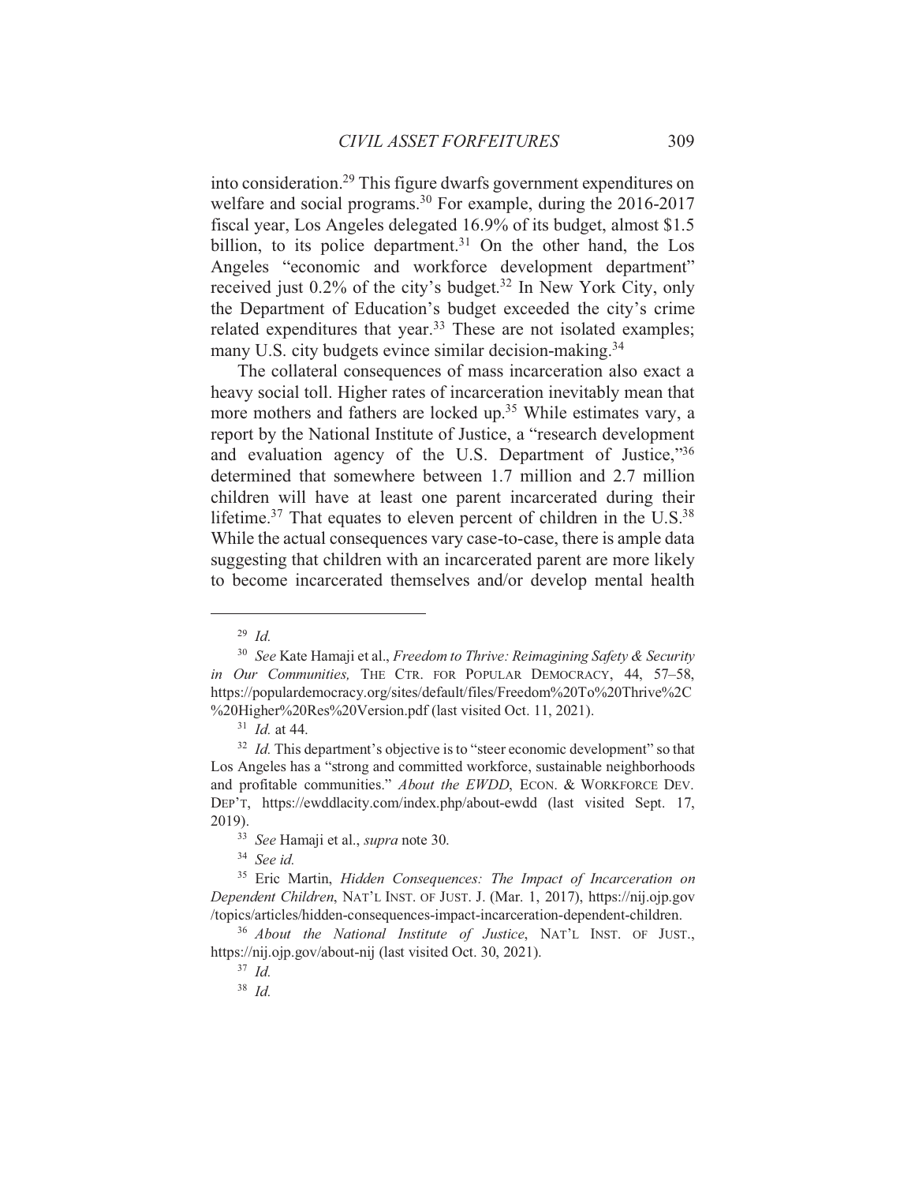into consideration.[29] This figure dwarfs government expenditures on welfare and social programs.[30] For example, during the 2016-2017 fiscal year, Los Angeles delegated 16.9% of its budget, almost $1.5 billion, to its police department.[31] On the other hand, the Los Angeles "economic and workforce development department" received just 0.2% of the city's budget.[32] In New York City, only the Department of Education's budget exceeded the city's crime related expenditures that year.[33] These are not isolated examples; many U.S. city budgets evince similar decision-making.[34]

The collateral consequences of mass incarceration also exact a heavy social toll. Higher rates of incarceration inevitably mean that more mothers and fathers are locked up.[35] While estimates vary, a report by the National Institute of Justice, a "research development and evaluation agency of the U.S. Department of Justice,"[36] determined that somewhere between 1.7 million and 2.7 million children will have at least one parent incarcerated during their lifetime.[37] That equates to eleven percent of children in the U.S.[38] While the actual consequences vary case-to-case, there is ample data suggesting that children with an incarcerated parent are more likely to become incarcerated themselves and/or develop mental health

---

[29] *Id.*

[30] *See* Kate Hamaji et al., *Freedom to Thrive: Reimagining Safety & Security in Our Communities,* THE CTR. FOR POPULAR DEMOCRACY, 44, 57–58, https://populardemocracy.org/sites/default/files/Freedom%20To%20Thrive%2C%20Higher%20Res%20Version.pdf (last visited Oct. 11, 2021).

[31] *Id.* at 44.

[32] *Id.* This department's objective is to "steer economic development" so that Los Angeles has a "strong and committed workforce, sustainable neighborhoods and profitable communities." *About the EWDD*, ECON. & WORKFORCE DEV. DEP'T, https://ewddlacity.com/index.php/about-ewdd (last visited Sept. 17, 2019).

[33] *See* Hamaji et al., *supra* note 30.

[34] *See id.*

[35] Eric Martin, *Hidden Consequences: The Impact of Incarceration on Dependent Children*, NAT'L INST. OF JUST. J. (Mar. 1, 2017), https://nij.ojp.gov/topics/articles/hidden-consequences-impact-incarceration-dependent-children.

[36] *About the National Institute of Justice*, NAT'L INST. OF JUST., https://nij.ojp.gov/about-nij (last visited Oct. 30, 2021).

[37] *Id.*

[38] *Id.*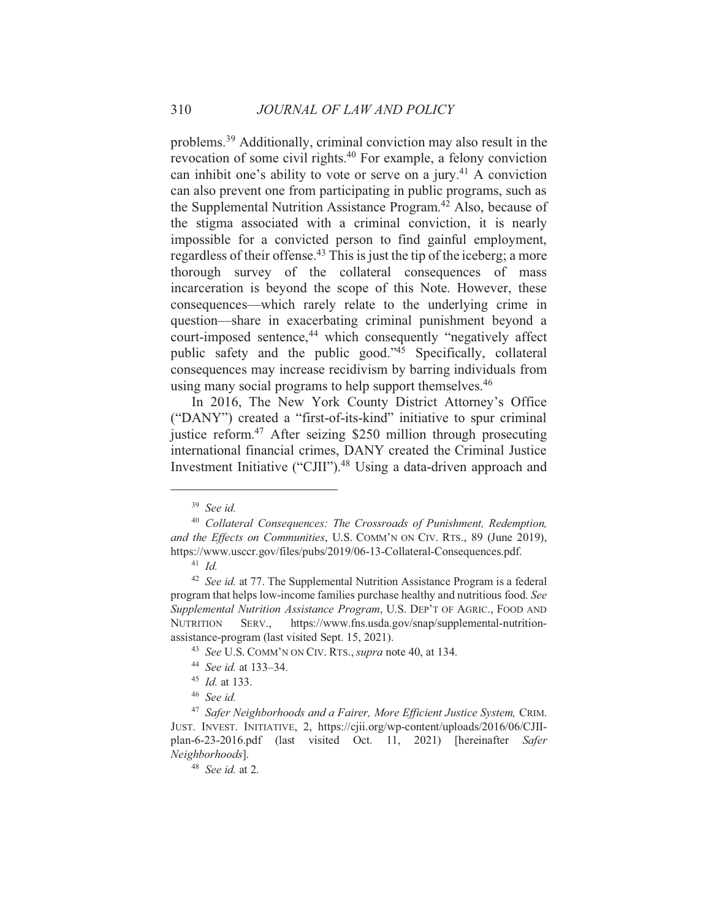problems.[39] Additionally, criminal conviction may also result in the revocation of some civil rights.[40] For example, a felony conviction can inhibit one's ability to vote or serve on a jury.[41] A conviction can also prevent one from participating in public programs, such as the Supplemental Nutrition Assistance Program.[42] Also, because of the stigma associated with a criminal conviction, it is nearly impossible for a convicted person to find gainful employment, regardless of their offense.[43] This is just the tip of the iceberg; a more thorough survey of the collateral consequences of mass incarceration is beyond the scope of this Note. However, these consequences—which rarely relate to the underlying crime in question—share in exacerbating criminal punishment beyond a court-imposed sentence,[44] which consequently "negatively affect public safety and the public good."[45] Specifically, collateral consequences may increase recidivism by barring individuals from using many social programs to help support themselves.[46]

In 2016, The New York County District Attorney's Office ("DANY") created a "first-of-its-kind" initiative to spur criminal justice reform.[47] After seizing $250 million through prosecuting international financial crimes, DANY created the Criminal Justice Investment Initiative ("CJII").[48] Using a data-driven approach and

---

[39] *See id.*

[40] *Collateral Consequences: The Crossroads of Punishment, Redemption, and the Effects on Communities*, U.S. COMM'N ON CIV. RTS., 89 (June 2019), https://www.usccr.gov/files/pubs/2019/06-13-Collateral-Consequences.pdf.

[41] *Id.*

[42] *See id.* at 77. The Supplemental Nutrition Assistance Program is a federal program that helps low-income families purchase healthy and nutritious food. *See Supplemental Nutrition Assistance Program*, U.S. DEP'T OF AGRIC., FOOD AND NUTRITION SERV., https://www.fns.usda.gov/snap/supplemental-nutrition-assistance-program (last visited Sept. 15, 2021).

[43] *See* U.S. COMM'N ON CIV. RTS., *supra* note 40, at 134.

[44] *See id.* at 133–34.

[45] *Id.* at 133.

[46] *See id.*

[47] *Safer Neighborhoods and a Fairer, More Efficient Justice System,* CRIM. JUST. INVEST. INITIATIVE, 2, https://cjii.org/wp-content/uploads/2016/06/CJII-plan-6-23-2016.pdf (last visited Oct. 11, 2021) [hereinafter *Safer Neighborhoods*].

[48] *See id.* at 2.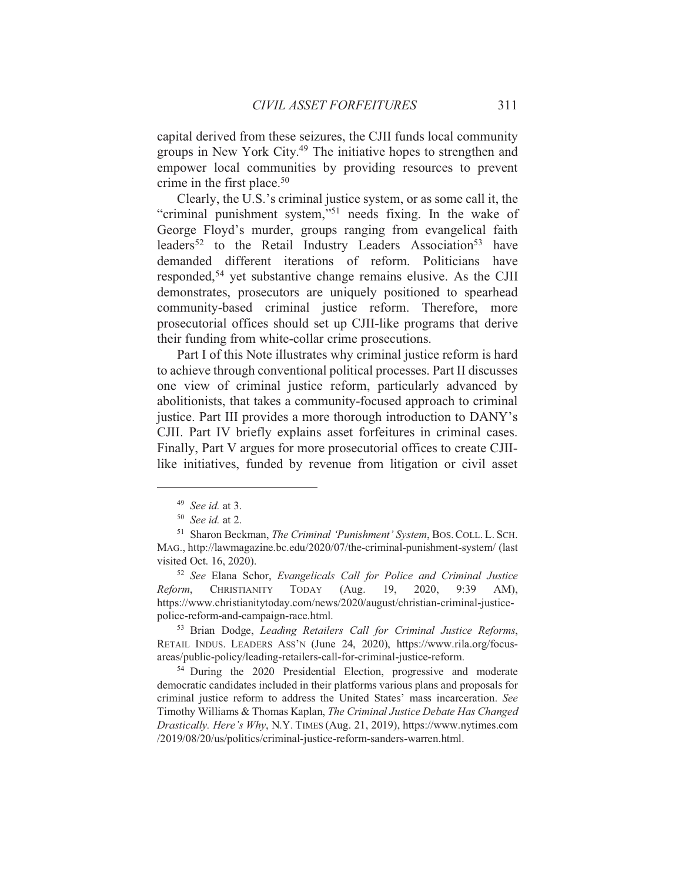capital derived from these seizures, the CJII funds local community groups in New York City.[49] The initiative hopes to strengthen and empower local communities by providing resources to prevent crime in the first place.[50]

Clearly, the U.S.'s criminal justice system, or as some call it, the "criminal punishment system,"[51] needs fixing. In the wake of George Floyd's murder, groups ranging from evangelical faith leaders[52] to the Retail Industry Leaders Association[53] have demanded different iterations of reform. Politicians have responded,[54] yet substantive change remains elusive. As the CJII demonstrates, prosecutors are uniquely positioned to spearhead community-based criminal justice reform. Therefore, more prosecutorial offices should set up CJII-like programs that derive their funding from white-collar crime prosecutions.

Part I of this Note illustrates why criminal justice reform is hard to achieve through conventional political processes. Part II discusses one view of criminal justice reform, particularly advanced by abolitionists, that takes a community-focused approach to criminal justice. Part III provides a more thorough introduction to DANY's CJII. Part IV briefly explains asset forfeitures in criminal cases. Finally, Part V argues for more prosecutorial offices to create CJII-like initiatives, funded by revenue from litigation or civil asset

---

[49] *See id.* at 3.

[50] *See id.* at 2.

[51] Sharon Beckman, *The Criminal 'Punishment' System*, BOS. COLL. L. SCH. MAG., http://lawmagazine.bc.edu/2020/07/the-criminal-punishment-system/ (last visited Oct. 16, 2020).

[52] *See* Elana Schor, *Evangelicals Call for Police and Criminal Justice Reform*, CHRISTIANITY TODAY (Aug. 19, 2020, 9:39 AM), https://www.christianitytoday.com/news/2020/august/christian-criminal-justice-police-reform-and-campaign-race.html.

[53] Brian Dodge, *Leading Retailers Call for Criminal Justice Reforms*, RETAIL INDUS. LEADERS ASS'N (June 24, 2020), https://www.rila.org/focus-areas/public-policy/leading-retailers-call-for-criminal-justice-reform.

[54] During the 2020 Presidential Election, progressive and moderate democratic candidates included in their platforms various plans and proposals for criminal justice reform to address the United States' mass incarceration. *See* Timothy Williams & Thomas Kaplan, *The Criminal Justice Debate Has Changed Drastically. Here's Why*, N.Y. TIMES (Aug. 21, 2019), https://www.nytimes.com/2019/08/20/us/politics/criminal-justice-reform-sanders-warren.html.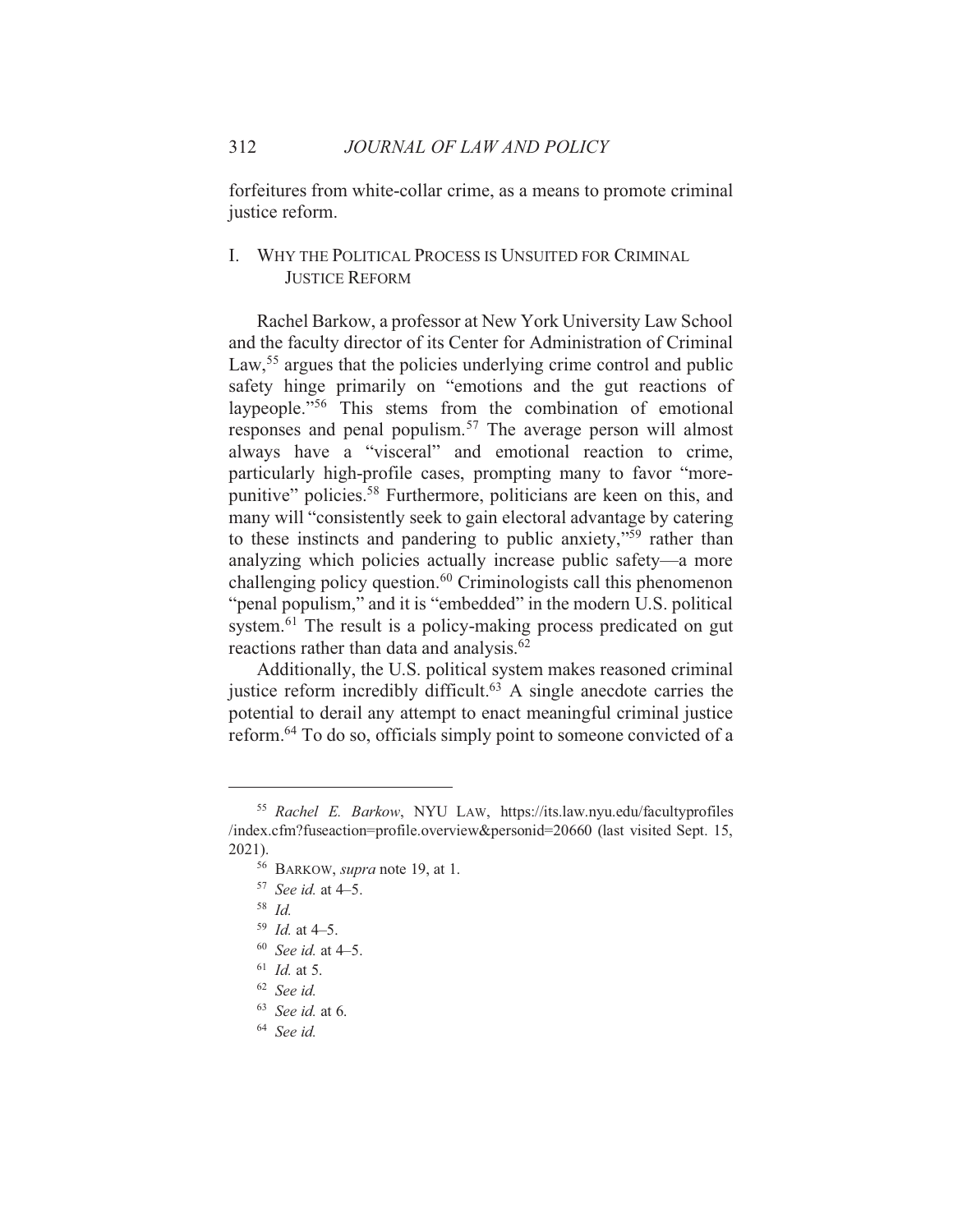forfeitures from white-collar crime, as a means to promote criminal justice reform.

## I. WHY THE POLITICAL PROCESS IS UNSUITED FOR CRIMINAL JUSTICE REFORM

Rachel Barkow, a professor at New York University Law School and the faculty director of its Center for Administration of Criminal Law,[55] argues that the policies underlying crime control and public safety hinge primarily on "emotions and the gut reactions of laypeople."[56] This stems from the combination of emotional responses and penal populism.[57] The average person will almost always have a "visceral" and emotional reaction to crime, particularly high-profile cases, prompting many to favor "more-punitive" policies.[58] Furthermore, politicians are keen on this, and many will "consistently seek to gain electoral advantage by catering to these instincts and pandering to public anxiety,"[59] rather than analyzing which policies actually increase public safety—a more challenging policy question.[60] Criminologists call this phenomenon "penal populism," and it is "embedded" in the modern U.S. political system.[61] The result is a policy-making process predicated on gut reactions rather than data and analysis.[62]

Additionally, the U.S. political system makes reasoned criminal justice reform incredibly difficult.[63] A single anecdote carries the potential to derail any attempt to enact meaningful criminal justice reform.[64] To do so, officials simply point to someone convicted of a

---

[55] *Rachel E. Barkow*, NYU LAW, https://its.law.nyu.edu/facultyprofiles/index.cfm?fuseaction=profile.overview&personid=20660 (last visited Sept. 15, 2021).

[56] BARKOW, *supra* note 19, at 1.

[57] *See id.* at 4–5.

[58] *Id.*

[59] *Id.* at 4–5.

[60] *See id.* at 4–5.

[61] *Id.* at 5.

[62] *See id.*

[63] *See id.* at 6.

[64] *See id.*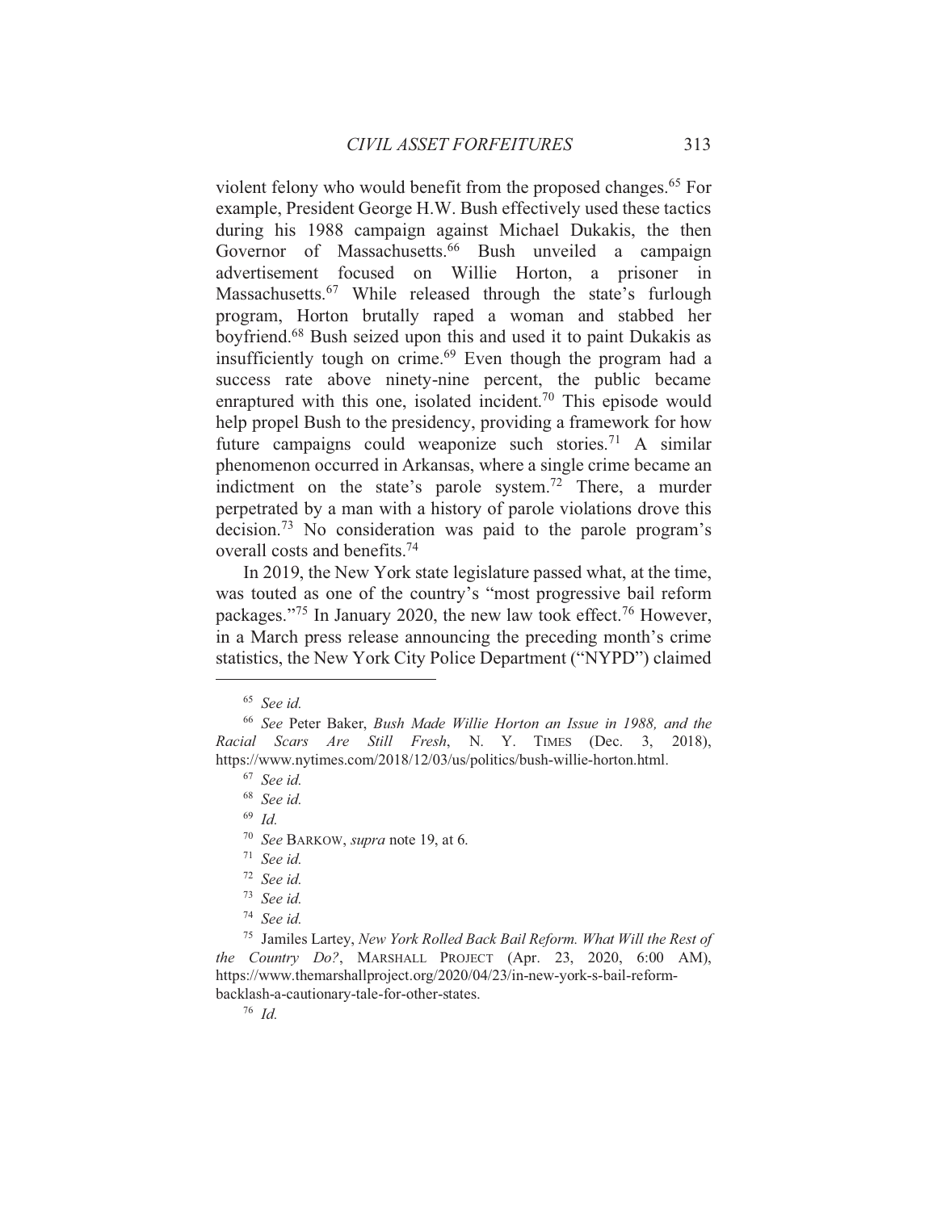violent felony who would benefit from the proposed changes.[65] For example, President George H.W. Bush effectively used these tactics during his 1988 campaign against Michael Dukakis, the then Governor of Massachusetts.[66] Bush unveiled a campaign advertisement focused on Willie Horton, a prisoner in Massachusetts.[67] While released through the state's furlough program, Horton brutally raped a woman and stabbed her boyfriend.[68] Bush seized upon this and used it to paint Dukakis as insufficiently tough on crime.[69] Even though the program had a success rate above ninety-nine percent, the public became enraptured with this one, isolated incident.[70] This episode would help propel Bush to the presidency, providing a framework for how future campaigns could weaponize such stories.[71] A similar phenomenon occurred in Arkansas, where a single crime became an indictment on the state's parole system.[72] There, a murder perpetrated by a man with a history of parole violations drove this decision.[73] No consideration was paid to the parole program's overall costs and benefits.[74]

In 2019, the New York state legislature passed what, at the time, was touted as one of the country's "most progressive bail reform packages."[75] In January 2020, the new law took effect.[76] However, in a March press release announcing the preceding month's crime statistics, the New York City Police Department ("NYPD") claimed

---

[65] *See id.*

[66] *See* Peter Baker, *Bush Made Willie Horton an Issue in 1988, and the Racial Scars Are Still Fresh*, N. Y. TIMES (Dec. 3, 2018), https://www.nytimes.com/2018/12/03/us/politics/bush-willie-horton.html.

[67] *See id.*

[68] *See id.*

[69] *Id.*

[70] *See* BARKOW, *supra* note 19, at 6.

[71] *See id.*

[72] *See id.*

[73] *See id.*

[74] *See id.*

[75] Jamiles Lartey, *New York Rolled Back Bail Reform. What Will the Rest of the Country Do?*, MARSHALL PROJECT (Apr. 23, 2020, 6:00 AM), https://www.themarshallproject.org/2020/04/23/in-new-york-s-bail-reform-backlash-a-cautionary-tale-for-other-states.

[76] *Id.*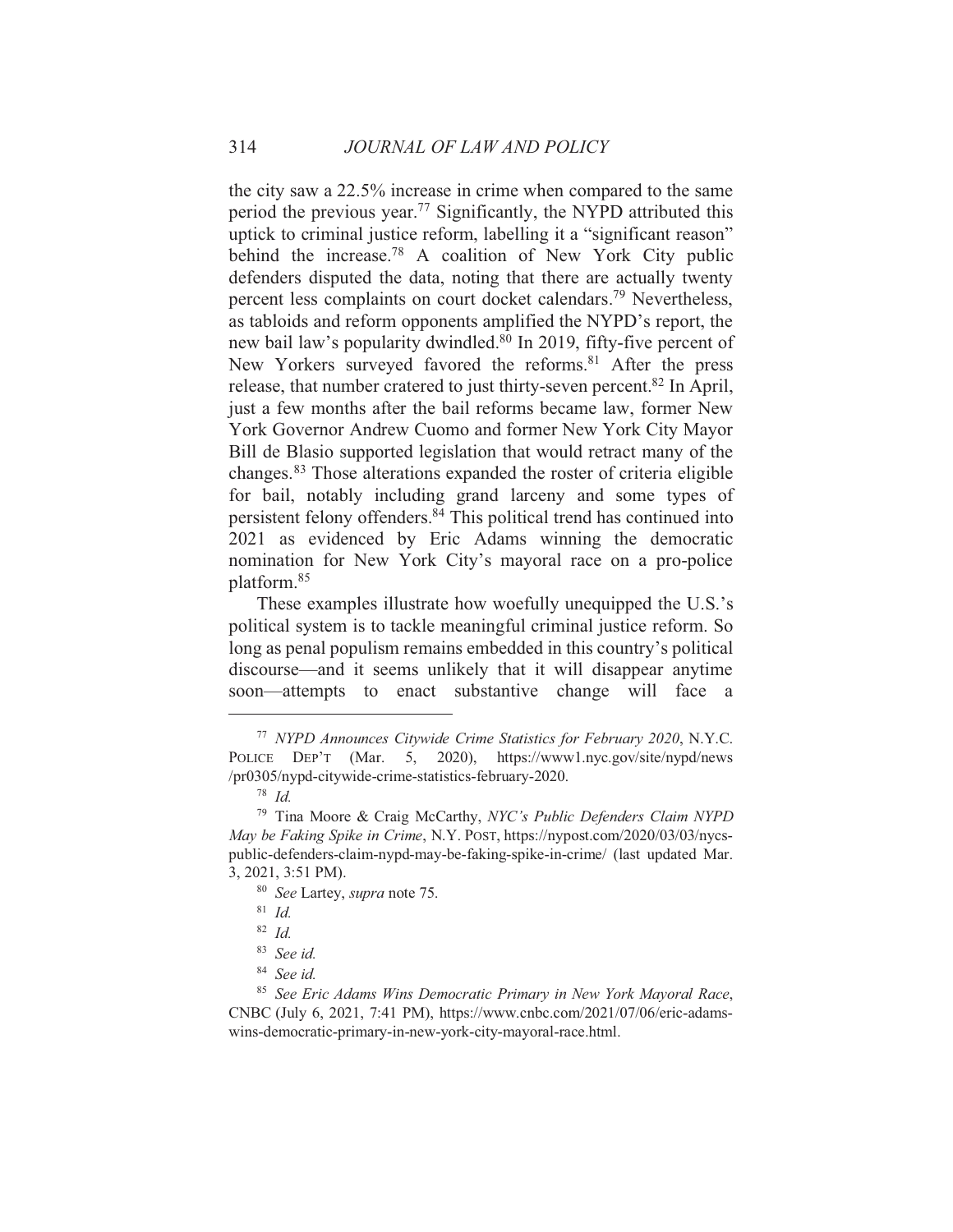the city saw a 22.5% increase in crime when compared to the same period the previous year.[77] Significantly, the NYPD attributed this uptick to criminal justice reform, labelling it a "significant reason" behind the increase.[78] A coalition of New York City public defenders disputed the data, noting that there are actually twenty percent less complaints on court docket calendars.[79] Nevertheless, as tabloids and reform opponents amplified the NYPD's report, the new bail law's popularity dwindled.[80] In 2019, fifty-five percent of New Yorkers surveyed favored the reforms.[81] After the press release, that number cratered to just thirty-seven percent.[82] In April, just a few months after the bail reforms became law, former New York Governor Andrew Cuomo and former New York City Mayor Bill de Blasio supported legislation that would retract many of the changes.[83] Those alterations expanded the roster of criteria eligible for bail, notably including grand larceny and some types of persistent felony offenders.[84] This political trend has continued into 2021 as evidenced by Eric Adams winning the democratic nomination for New York City's mayoral race on a pro-police platform.[85]

These examples illustrate how woefully unequipped the U.S.'s political system is to tackle meaningful criminal justice reform. So long as penal populism remains embedded in this country's political discourse—and it seems unlikely that it will disappear anytime soon—attempts to enact substantive change will face a

---

[77] *NYPD Announces Citywide Crime Statistics for February 2020*, N.Y.C. POLICE DEP'T (Mar. 5, 2020), https://www1.nyc.gov/site/nypd/news/pr0305/nypd-citywide-crime-statistics-february-2020.

[78] *Id.*

[79] Tina Moore & Craig McCarthy, *NYC's Public Defenders Claim NYPD May be Faking Spike in Crime*, N.Y. POST, https://nypost.com/2020/03/03/nycs-public-defenders-claim-nypd-may-be-faking-spike-in-crime/ (last updated Mar. 3, 2021, 3:51 PM).

[80] *See* Lartey, *supra* note 75.

[81] *Id.*

[82] *Id.*

[83] *See id.*

[84] *See id.*

[85] *See Eric Adams Wins Democratic Primary in New York Mayoral Race*, CNBC (July 6, 2021, 7:41 PM), https://www.cnbc.com/2021/07/06/eric-adams-wins-democratic-primary-in-new-york-city-mayoral-race.html.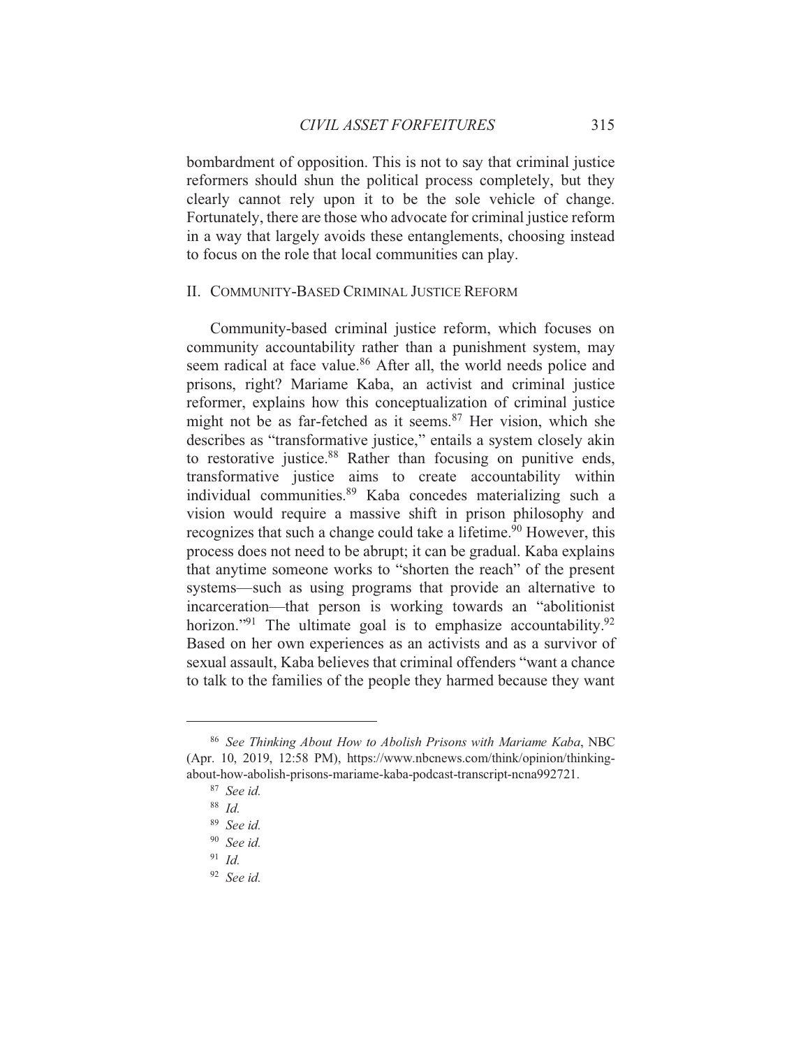bombardment of opposition. This is not to say that criminal justice reformers should shun the political process completely, but they clearly cannot rely upon it to be the sole vehicle of change. Fortunately, there are those who advocate for criminal justice reform in a way that largely avoids these entanglements, choosing instead to focus on the role that local communities can play.

## II. COMMUNITY-BASED CRIMINAL JUSTICE REFORM

Community-based criminal justice reform, which focuses on community accountability rather than a punishment system, may seem radical at face value.[86] After all, the world needs police and prisons, right? Mariame Kaba, an activist and criminal justice reformer, explains how this conceptualization of criminal justice might not be as far-fetched as it seems.[87] Her vision, which she describes as "transformative justice," entails a system closely akin to restorative justice.[88] Rather than focusing on punitive ends, transformative justice aims to create accountability within individual communities.[89] Kaba concedes materializing such a vision would require a massive shift in prison philosophy and recognizes that such a change could take a lifetime.[90] However, this process does not need to be abrupt; it can be gradual. Kaba explains that anytime someone works to "shorten the reach" of the present systems—such as using programs that provide an alternative to incarceration—that person is working towards an "abolitionist horizon."[91] The ultimate goal is to emphasize accountability.[92] Based on her own experiences as an activists and as a survivor of sexual assault, Kaba believes that criminal offenders "want a chance to talk to the families of the people they harmed because they want

---

[86] *See Thinking About How to Abolish Prisons with Mariame Kaba*, NBC (Apr. 10, 2019, 12:58 PM), https://www.nbcnews.com/think/opinion/thinking-about-how-abolish-prisons-mariame-kaba-podcast-transcript-ncna992721.

[87] *See id.*

[88] *Id.*

[89] *See id.*

[90] *See id.*

[91] *Id.*

[92] *See id.*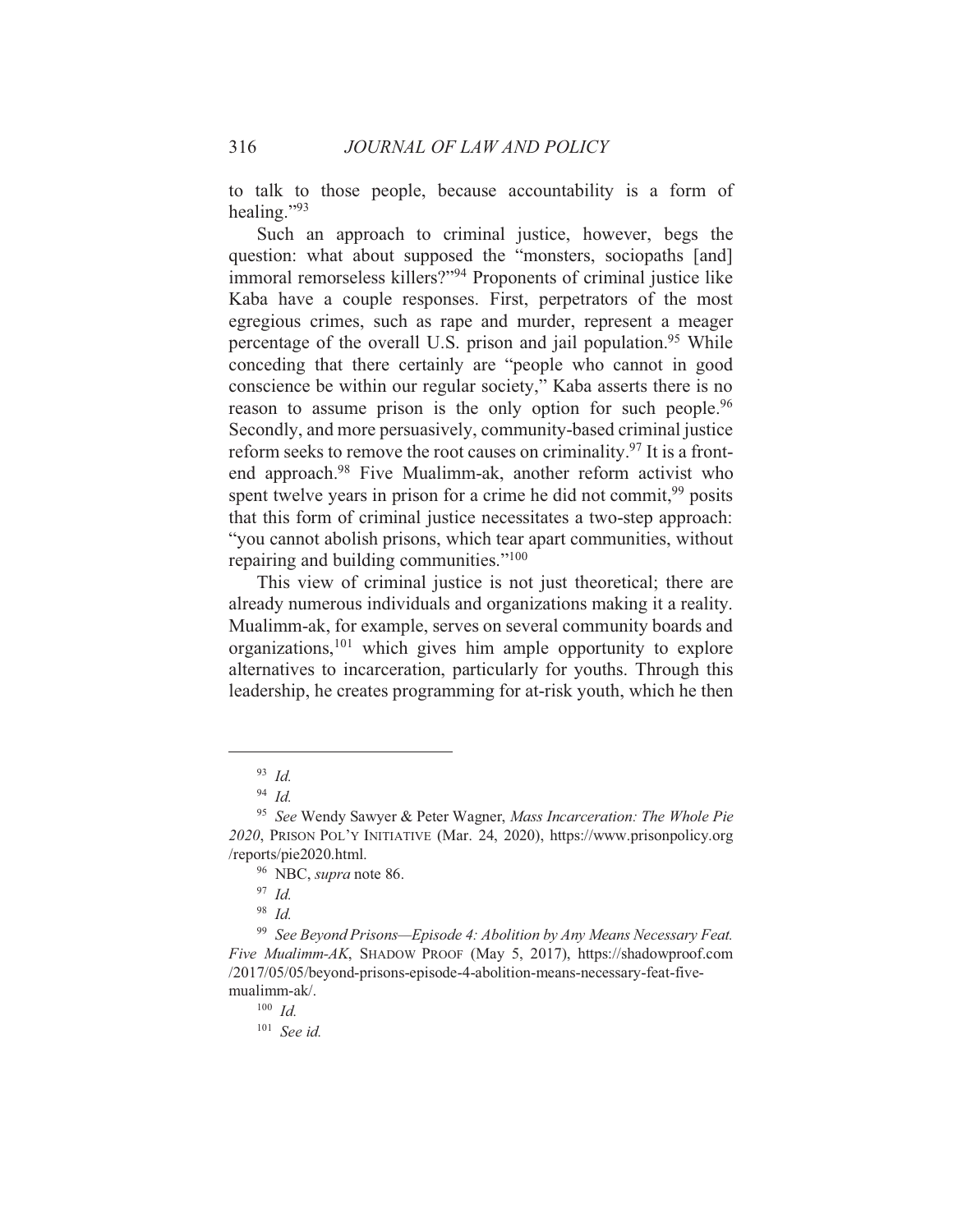to talk to those people, because accountability is a form of healing."[93]

Such an approach to criminal justice, however, begs the question: what about supposed the "monsters, sociopaths [and] immoral remorseless killers?"[94] Proponents of criminal justice like Kaba have a couple responses. First, perpetrators of the most egregious crimes, such as rape and murder, represent a meager percentage of the overall U.S. prison and jail population.[95] While conceding that there certainly are "people who cannot in good conscience be within our regular society," Kaba asserts there is no reason to assume prison is the only option for such people.[96] Secondly, and more persuasively, community-based criminal justice reform seeks to remove the root causes on criminality.[97] It is a front-end approach.[98] Five Mualimm-ak, another reform activist who spent twelve years in prison for a crime he did not commit,[99] posits that this form of criminal justice necessitates a two-step approach: "you cannot abolish prisons, which tear apart communities, without repairing and building communities."[100]

This view of criminal justice is not just theoretical; there are already numerous individuals and organizations making it a reality. Mualimm-ak, for example, serves on several community boards and organizations,[101] which gives him ample opportunity to explore alternatives to incarceration, particularly for youths. Through this leadership, he creates programming for at-risk youth, which he then

---

[93] *Id.*

[94] *Id.*

[95] *See* Wendy Sawyer & Peter Wagner, *Mass Incarceration: The Whole Pie 2020*, PRISON POL'Y INITIATIVE (Mar. 24, 2020), https://www.prisonpolicy.org/reports/pie2020.html.

[96] NBC, *supra* note 86.

[97] *Id.*

[98] *Id.*

[99] *See Beyond Prisons—Episode 4: Abolition by Any Means Necessary Feat. Five Mualimm-AK*, SHADOW PROOF (May 5, 2017), https://shadowproof.com/2017/05/05/beyond-prisons-episode-4-abolition-means-necessary-feat-five-mualimm-ak/.

[100] *Id.*

[101] *See id.*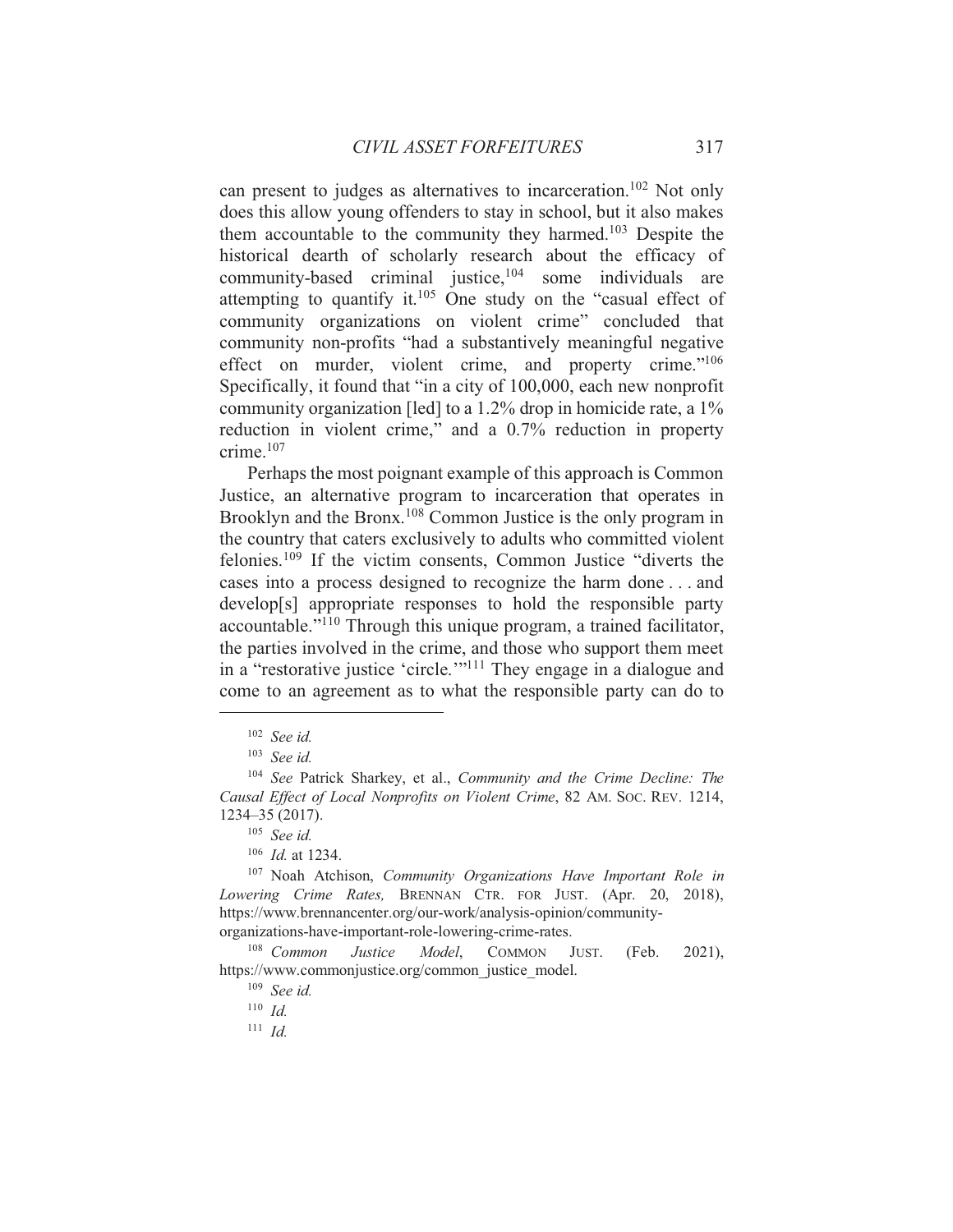can present to judges as alternatives to incarceration.[102] Not only does this allow young offenders to stay in school, but it also makes them accountable to the community they harmed.[103] Despite the historical dearth of scholarly research about the efficacy of community-based criminal justice,[104] some individuals are attempting to quantify it.[105] One study on the "casual effect of community organizations on violent crime" concluded that community non-profits "had a substantively meaningful negative effect on murder, violent crime, and property crime."[106] Specifically, it found that "in a city of 100,000, each new nonprofit community organization [led] to a 1.2% drop in homicide rate, a 1% reduction in violent crime," and a 0.7% reduction in property crime.[107]

Perhaps the most poignant example of this approach is Common Justice, an alternative program to incarceration that operates in Brooklyn and the Bronx.[108] Common Justice is the only program in the country that caters exclusively to adults who committed violent felonies.[109] If the victim consents, Common Justice "diverts the cases into a process designed to recognize the harm done . . . and develop[s] appropriate responses to hold the responsible party accountable."[110] Through this unique program, a trained facilitator, the parties involved in the crime, and those who support them meet in a "restorative justice 'circle.'"[111] They engage in a dialogue and come to an agreement as to what the responsible party can do to

---

[102] *See id.*

[103] *See id.*

[104] *See* Patrick Sharkey, et al., *Community and the Crime Decline: The Causal Effect of Local Nonprofits on Violent Crime*, 82 AM. SOC. REV. 1214, 1234–35 (2017).

[105] *See id.*

[106] *Id.* at 1234.

[107] Noah Atchison, *Community Organizations Have Important Role in Lowering Crime Rates,* BRENNAN CTR. FOR JUST. (Apr. 20, 2018), https://www.brennancenter.org/our-work/analysis-opinion/community-organizations-have-important-role-lowering-crime-rates.

[108] *Common Justice Model*, COMMON JUST. (Feb. 2021), https://www.commonjustice.org/common_justice_model.

[109] *See id.*

[110] *Id.*

[111] *Id.*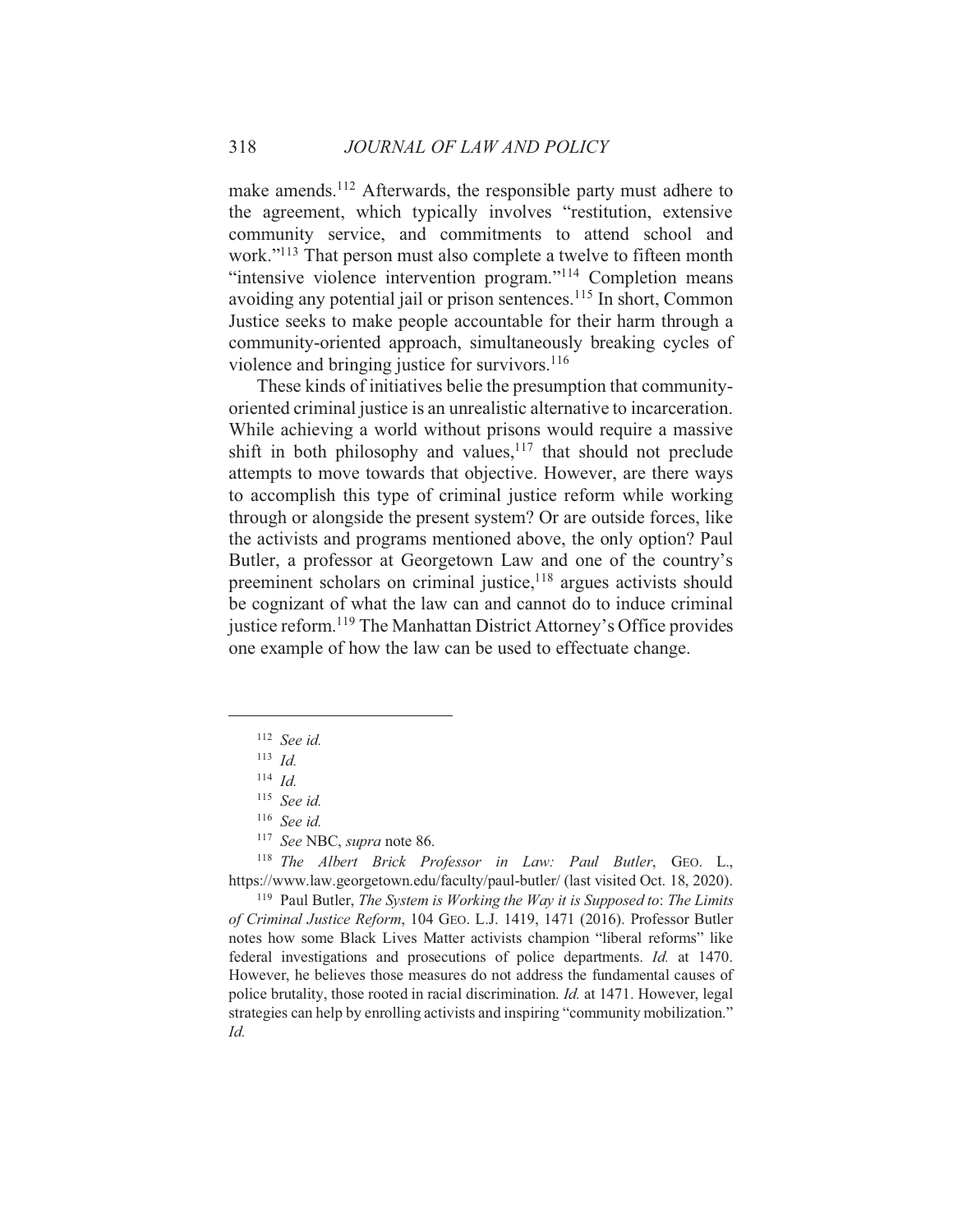make amends.[112] Afterwards, the responsible party must adhere to the agreement, which typically involves "restitution, extensive community service, and commitments to attend school and work."[113] That person must also complete a twelve to fifteen month "intensive violence intervention program."[114] Completion means avoiding any potential jail or prison sentences.[115] In short, Common Justice seeks to make people accountable for their harm through a community-oriented approach, simultaneously breaking cycles of violence and bringing justice for survivors.[116]

These kinds of initiatives belie the presumption that community-oriented criminal justice is an unrealistic alternative to incarceration. While achieving a world without prisons would require a massive shift in both philosophy and values,[117] that should not preclude attempts to move towards that objective. However, are there ways to accomplish this type of criminal justice reform while working through or alongside the present system? Or are outside forces, like the activists and programs mentioned above, the only option? Paul Butler, a professor at Georgetown Law and one of the country's preeminent scholars on criminal justice,[118] argues activists should be cognizant of what the law can and cannot do to induce criminal justice reform.[119] The Manhattan District Attorney's Office provides one example of how the law can be used to effectuate change.

---

[112] *See id.*

[113] *Id.*

[114] *Id.*

[115] *See id.*

[116] *See id.*

[117] *See* NBC, *supra* note 86.

[118] *The Albert Brick Professor in Law: Paul Butler*, GEO. L., https://www.law.georgetown.edu/faculty/paul-butler/ (last visited Oct. 18, 2020).

[119] Paul Butler, *The System is Working the Way it is Supposed to*: *The Limits of Criminal Justice Reform*, 104 GEO. L.J. 1419, 1471 (2016). Professor Butler notes how some Black Lives Matter activists champion "liberal reforms" like federal investigations and prosecutions of police departments. *Id.* at 1470. However, he believes those measures do not address the fundamental causes of police brutality, those rooted in racial discrimination. *Id.* at 1471. However, legal strategies can help by enrolling activists and inspiring "community mobilization." *Id.*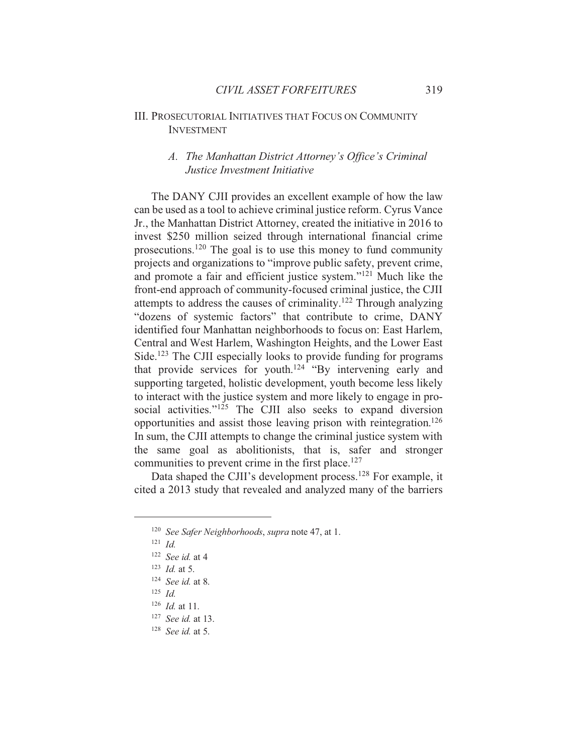## III. Prosecutorial Initiatives that Focus on Community Investment

### A. *The Manhattan District Attorney's Office's Criminal Justice Investment Initiative*

The DANY CJII provides an excellent example of how the law can be used as a tool to achieve criminal justice reform. Cyrus Vance Jr., the Manhattan District Attorney, created the initiative in 2016 to invest $250 million seized through international financial crime prosecutions.[120] The goal is to use this money to fund community projects and organizations to "improve public safety, prevent crime, and promote a fair and efficient justice system."[121] Much like the front-end approach of community-focused criminal justice, the CJII attempts to address the causes of criminality.[122] Through analyzing "dozens of systemic factors" that contribute to crime, DANY identified four Manhattan neighborhoods to focus on: East Harlem, Central and West Harlem, Washington Heights, and the Lower East Side.[123] The CJII especially looks to provide funding for programs that provide services for youth.[124] "By intervening early and supporting targeted, holistic development, youth become less likely to interact with the justice system and more likely to engage in pro-social activities."[125] The CJII also seeks to expand diversion opportunities and assist those leaving prison with reintegration.[126] In sum, the CJII attempts to change the criminal justice system with the same goal as abolitionists, that is, safer and stronger communities to prevent crime in the first place.[127]

Data shaped the CJII's development process.[128] For example, it cited a 2013 study that revealed and analyzed many of the barriers

---

[120] *See Safer Neighborhoods*, *supra* note 47, at 1.

[121] *Id.*

[122] *See id.* at 4

[123] *Id.* at 5.

[124] *See id.* at 8.

[125] *Id.*

[126] *Id.* at 11.

[127] *See id.* at 13.

[128] *See id.* at 5.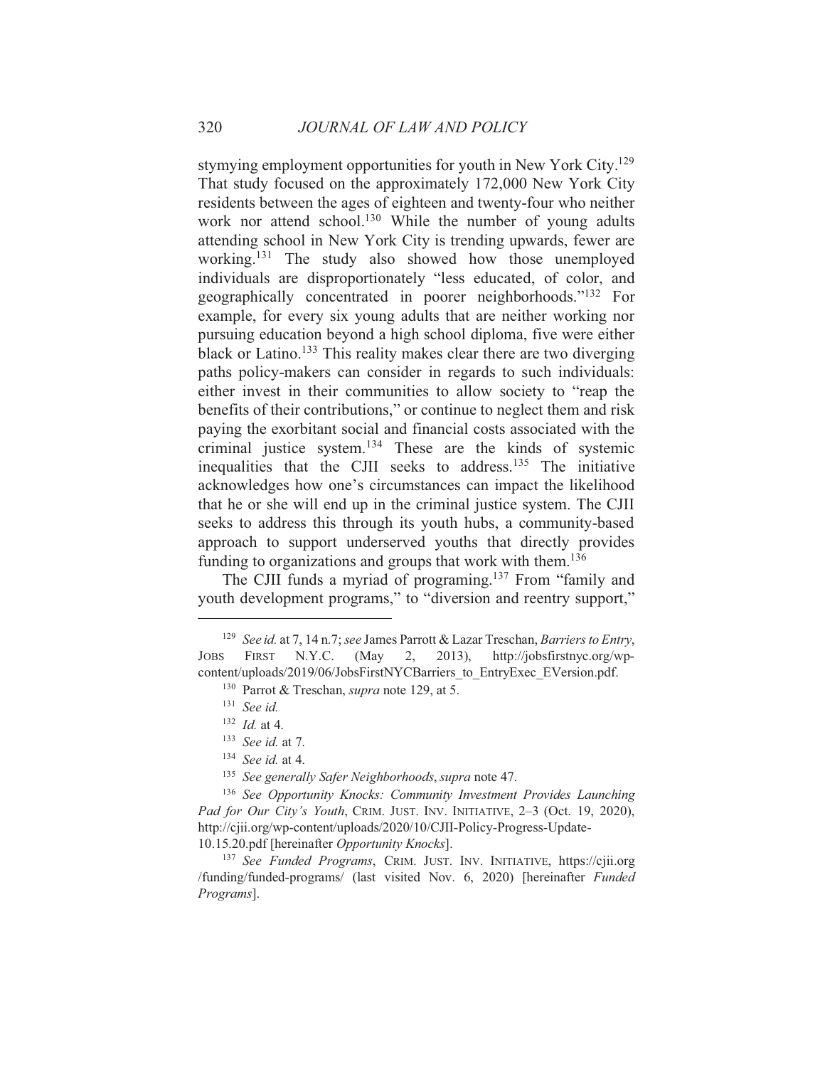stymying employment opportunities for youth in New York City.[129] That study focused on the approximately 172,000 New York City residents between the ages of eighteen and twenty-four who neither work nor attend school.[130] While the number of young adults attending school in New York City is trending upwards, fewer are working.[131] The study also showed how those unemployed individuals are disproportionately "less educated, of color, and geographically concentrated in poorer neighborhoods."[132] For example, for every six young adults that are neither working nor pursuing education beyond a high school diploma, five were either black or Latino.[133] This reality makes clear there are two diverging paths policy-makers can consider in regards to such individuals: either invest in their communities to allow society to "reap the benefits of their contributions," or continue to neglect them and risk paying the exorbitant social and financial costs associated with the criminal justice system.[134] These are the kinds of systemic inequalities that the CJII seeks to address.[135] The initiative acknowledges how one's circumstances can impact the likelihood that he or she will end up in the criminal justice system. The CJII seeks to address this through its youth hubs, a community-based approach to support underserved youths that directly provides funding to organizations and groups that work with them.[136]

The CJII funds a myriad of programing.[137] From "family and youth development programs," to "diversion and reentry support,"

---

[129] *See id.* at 7, 14 n.7; *see* James Parrott & Lazar Treschan, *Barriers to Entry*, JOBS FIRST N.Y.C. (May 2, 2013), http://jobsfirstnyc.org/wp-content/uploads/2019/06/JobsFirstNYCBarriers_to_EntryExec_EVersion.pdf.

[130] Parrot & Treschan, *supra* note 129, at 5.

[131] *See id.*

[132] *Id.* at 4.

[133] *See id.* at 7.

[134] *See id.* at 4.

[135] *See generally Safer Neighborhoods*, *supra* note 47.

[136] *See Opportunity Knocks: Community Investment Provides Launching Pad for Our City's Youth*, CRIM. JUST. INV. INITIATIVE, 2–3 (Oct. 19, 2020), http://cjii.org/wp-content/uploads/2020/10/CJII-Policy-Progress-Update-10.15.20.pdf [hereinafter *Opportunity Knocks*].

[137] *See Funded Programs*, CRIM. JUST. INV. INITIATIVE, https://cjii.org/funding/funded-programs/ (last visited Nov. 6, 2020) [hereinafter *Funded Programs*].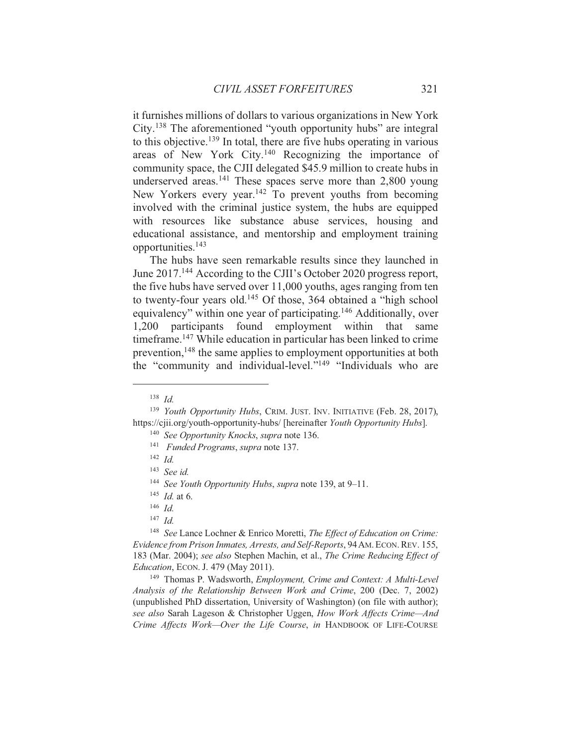it furnishes millions of dollars to various organizations in New York City.[138] The aforementioned "youth opportunity hubs" are integral to this objective.[139] In total, there are five hubs operating in various areas of New York City.[140] Recognizing the importance of community space, the CJII delegated $45.9 million to create hubs in underserved areas.[141] These spaces serve more than 2,800 young New Yorkers every year.[142] To prevent youths from becoming involved with the criminal justice system, the hubs are equipped with resources like substance abuse services, housing and educational assistance, and mentorship and employment training opportunities.[143]

The hubs have seen remarkable results since they launched in June 2017.[144] According to the CJII's October 2020 progress report, the five hubs have served over 11,000 youths, ages ranging from ten to twenty-four years old.[145] Of those, 364 obtained a "high school equivalency" within one year of participating.[146] Additionally, over 1,200 participants found employment within that same timeframe.[147] While education in particular has been linked to crime prevention,[148] the same applies to employment opportunities at both the "community and individual-level."[149] "Individuals who are

---

[138] *Id.*

[139] *Youth Opportunity Hubs*, CRIM. JUST. INV. INITIATIVE (Feb. 28, 2017), https://cjii.org/youth-opportunity-hubs/ [hereinafter *Youth Opportunity Hubs*].

[140] *See Opportunity Knocks*, *supra* note 136.

[141] *Funded Programs*, *supra* note 137.

[142] *Id.*

[143] *See id.*

[144] *See Youth Opportunity Hubs*, *supra* note 139, at 9–11.

[145] *Id.* at 6.

[146] *Id.*

[147] *Id.*

[148] *See* Lance Lochner & Enrico Moretti, *The Effect of Education on Crime: Evidence from Prison Inmates, Arrests, and Self-Reports*, 94 AM. ECON. REV. 155, 183 (Mar. 2004); *see also* Stephen Machin, et al., *The Crime Reducing Effect of Education*, ECON. J. 479 (May 2011).

[149] Thomas P. Wadsworth, *Employment, Crime and Context: A Multi-Level Analysis of the Relationship Between Work and Crime*, 200 (Dec. 7, 2002) (unpublished PhD dissertation, University of Washington) (on file with author); *see also* Sarah Lageson & Christopher Uggen, *How Work Affects Crime—And Crime Affects Work—Over the Life Course*, *in* HANDBOOK OF LIFE-COURSE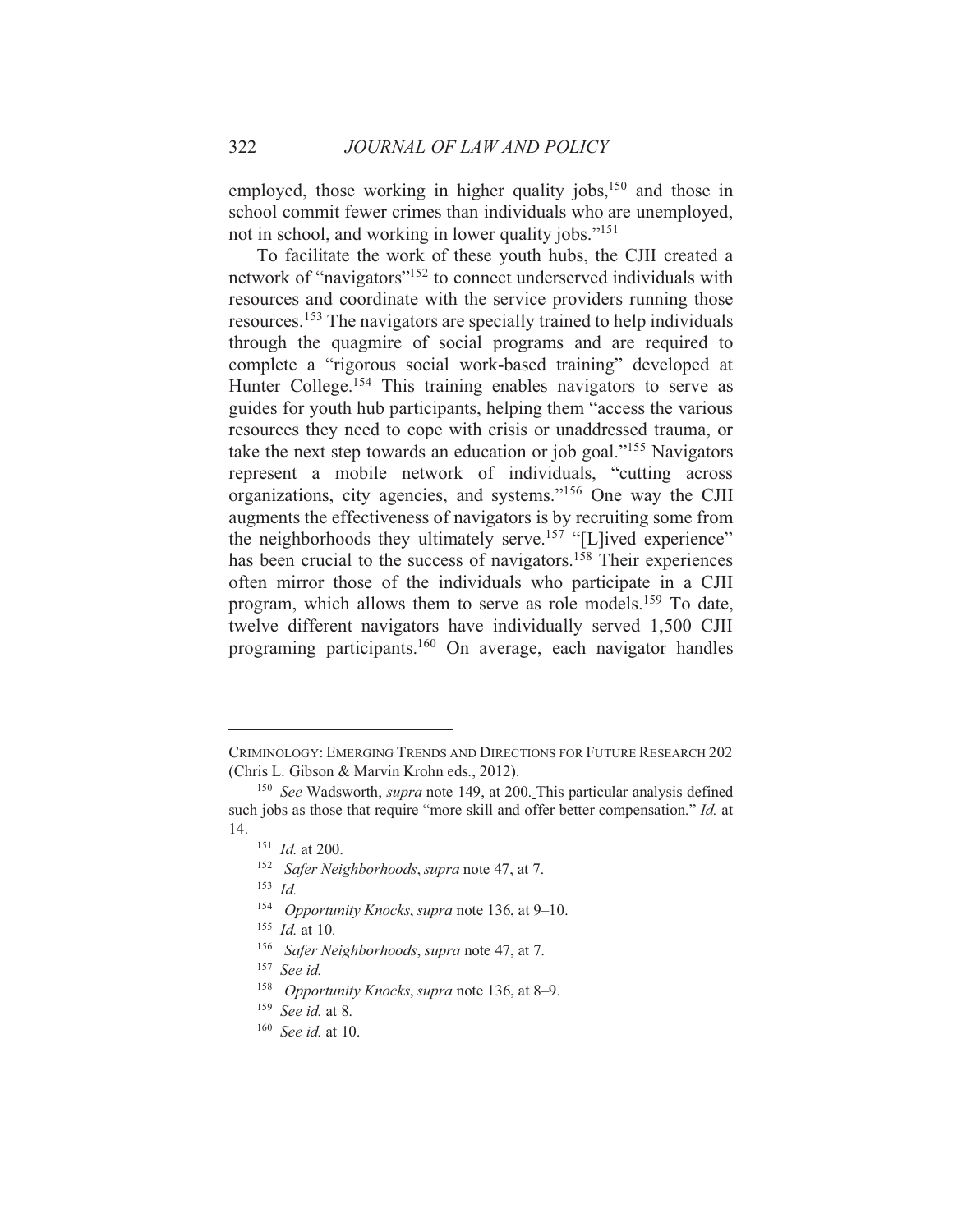employed, those working in higher quality jobs,[150] and those in school commit fewer crimes than individuals who are unemployed, not in school, and working in lower quality jobs."[151]

To facilitate the work of these youth hubs, the CJII created a network of "navigators"[152] to connect underserved individuals with resources and coordinate with the service providers running those resources.[153] The navigators are specially trained to help individuals through the quagmire of social programs and are required to complete a "rigorous social work-based training" developed at Hunter College.[154] This training enables navigators to serve as guides for youth hub participants, helping them "access the various resources they need to cope with crisis or unaddressed trauma, or take the next step towards an education or job goal."[155] Navigators represent a mobile network of individuals, "cutting across organizations, city agencies, and systems."[156] One way the CJII augments the effectiveness of navigators is by recruiting some from the neighborhoods they ultimately serve.[157] "[L]ived experience" has been crucial to the success of navigators.[158] Their experiences often mirror those of the individuals who participate in a CJII program, which allows them to serve as role models.[159] To date, twelve different navigators have individually served 1,500 CJII programing participants.[160] On average, each navigator handles

---

CRIMINOLOGY: EMERGING TRENDS AND DIRECTIONS FOR FUTURE RESEARCH 202 (Chris L. Gibson & Marvin Krohn eds., 2012).

[150] *See* Wadsworth, *supra* note 149, at 200. This particular analysis defined such jobs as those that require "more skill and offer better compensation." *Id.* at 14.

[151] *Id.* at 200.

[152] *Safer Neighborhoods*, *supra* note 47, at 7.

[153] *Id.*

[154] *Opportunity Knocks*, *supra* note 136, at 9–10.

[155] *Id.* at 10.

[156] *Safer Neighborhoods*, *supra* note 47, at 7.

[157] *See id.*

[158] *Opportunity Knocks*, *supra* note 136, at 8–9.

[159] *See id.* at 8.

[160] *See id.* at 10.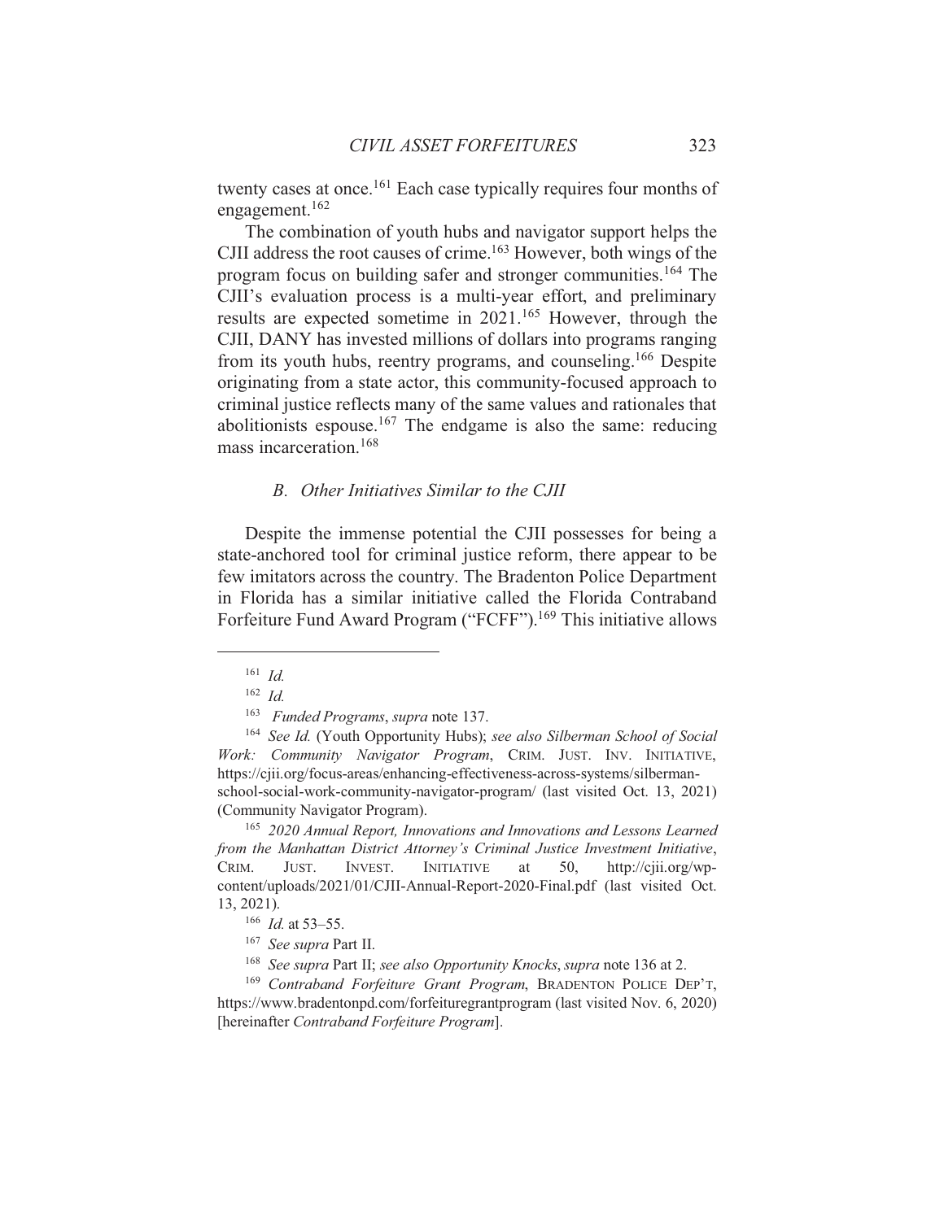twenty cases at once.[161] Each case typically requires four months of engagement.[162]

The combination of youth hubs and navigator support helps the CJII address the root causes of crime.[163] However, both wings of the program focus on building safer and stronger communities.[164] The CJII's evaluation process is a multi-year effort, and preliminary results are expected sometime in 2021.[165] However, through the CJII, DANY has invested millions of dollars into programs ranging from its youth hubs, reentry programs, and counseling.[166] Despite originating from a state actor, this community-focused approach to criminal justice reflects many of the same values and rationales that abolitionists espouse.[167] The endgame is also the same: reducing mass incarceration.[168]

### *B. Other Initiatives Similar to the CJII*

Despite the immense potential the CJII possesses for being a state-anchored tool for criminal justice reform, there appear to be few imitators across the country. The Bradenton Police Department in Florida has a similar initiative called the Florida Contraband Forfeiture Fund Award Program ("FCFF").[169] This initiative allows

---

[161] *Id.*

[162] *Id.*

[163] *Funded Programs*, *supra* note 137.

[164] *See Id.* (Youth Opportunity Hubs); *see also Silberman School of Social Work: Community Navigator Program*, CRIM. JUST. INV. INITIATIVE, https://cjii.org/focus-areas/enhancing-effectiveness-across-systems/silberman-school-social-work-community-navigator-program/ (last visited Oct. 13, 2021) (Community Navigator Program).

[165] *2020 Annual Report, Innovations and Innovations and Lessons Learned from the Manhattan District Attorney's Criminal Justice Investment Initiative*, CRIM. JUST. INVEST. INITIATIVE at 50, http://cjii.org/wp-content/uploads/2021/01/CJII-Annual-Report-2020-Final.pdf (last visited Oct. 13, 2021).

[166] *Id.* at 53–55.

[167] *See supra* Part II.

[168] *See supra* Part II; *see also Opportunity Knocks*, *supra* note 136 at 2.

[169] *Contraband Forfeiture Grant Program*, BRADENTON POLICE DEP'T, https://www.bradentonpd.com/forfeituregrantprogram (last visited Nov. 6, 2020) [hereinafter *Contraband Forfeiture Program*].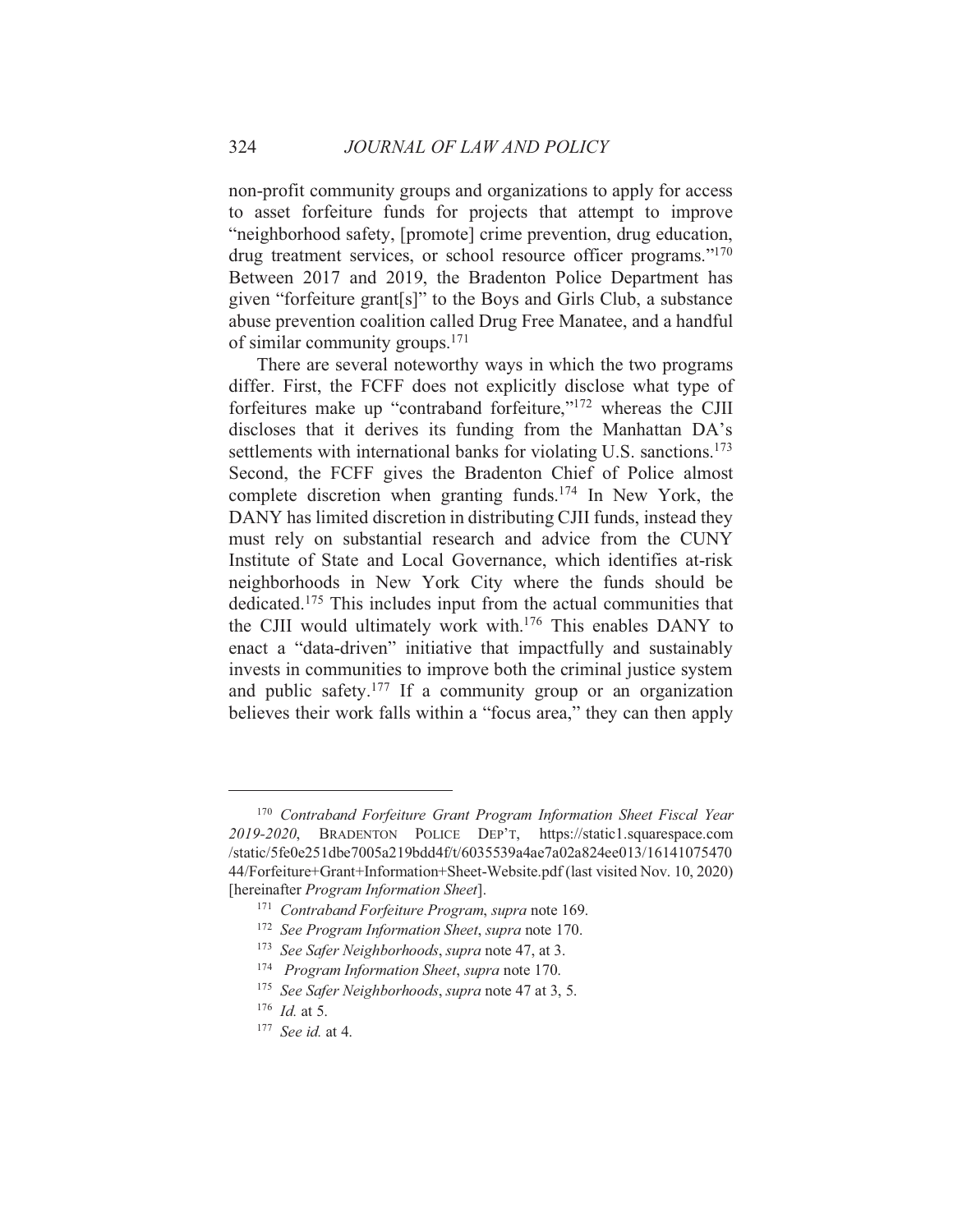non-profit community groups and organizations to apply for access to asset forfeiture funds for projects that attempt to improve "neighborhood safety, [promote] crime prevention, drug education, drug treatment services, or school resource officer programs."[170] Between 2017 and 2019, the Bradenton Police Department has given "forfeiture grant[s]" to the Boys and Girls Club, a substance abuse prevention coalition called Drug Free Manatee, and a handful of similar community groups.[171]

There are several noteworthy ways in which the two programs differ. First, the FCFF does not explicitly disclose what type of forfeitures make up "contraband forfeiture,"[172] whereas the CJII discloses that it derives its funding from the Manhattan DA's settlements with international banks for violating U.S. sanctions.[173] Second, the FCFF gives the Bradenton Chief of Police almost complete discretion when granting funds.[174] In New York, the DANY has limited discretion in distributing CJII funds, instead they must rely on substantial research and advice from the CUNY Institute of State and Local Governance, which identifies at-risk neighborhoods in New York City where the funds should be dedicated.[175] This includes input from the actual communities that the CJII would ultimately work with.[176] This enables DANY to enact a "data-driven" initiative that impactfully and sustainably invests in communities to improve both the criminal justice system and public safety.[177] If a community group or an organization believes their work falls within a "focus area," they can then apply

---

[170] *Contraband Forfeiture Grant Program Information Sheet Fiscal Year 2019-2020*, BRADENTON POLICE DEP'T, https://static1.squarespace.com/static/5fe0e251dbe7005a219bdd4f/t/6035539a4ae7a02a824ee013/1614107547044/Forfeiture+Grant+Information+Sheet-Website.pdf (last visited Nov. 10, 2020) [hereinafter *Program Information Sheet*].

[171] *Contraband Forfeiture Program*, *supra* note 169.

[172] *See Program Information Sheet*, *supra* note 170.

[173] *See Safer Neighborhoods*, *supra* note 47, at 3.

[174] *Program Information Sheet*, *supra* note 170.

[175] *See Safer Neighborhoods*, *supra* note 47 at 3, 5.

[176] *Id.* at 5.

[177] *See id.* at 4.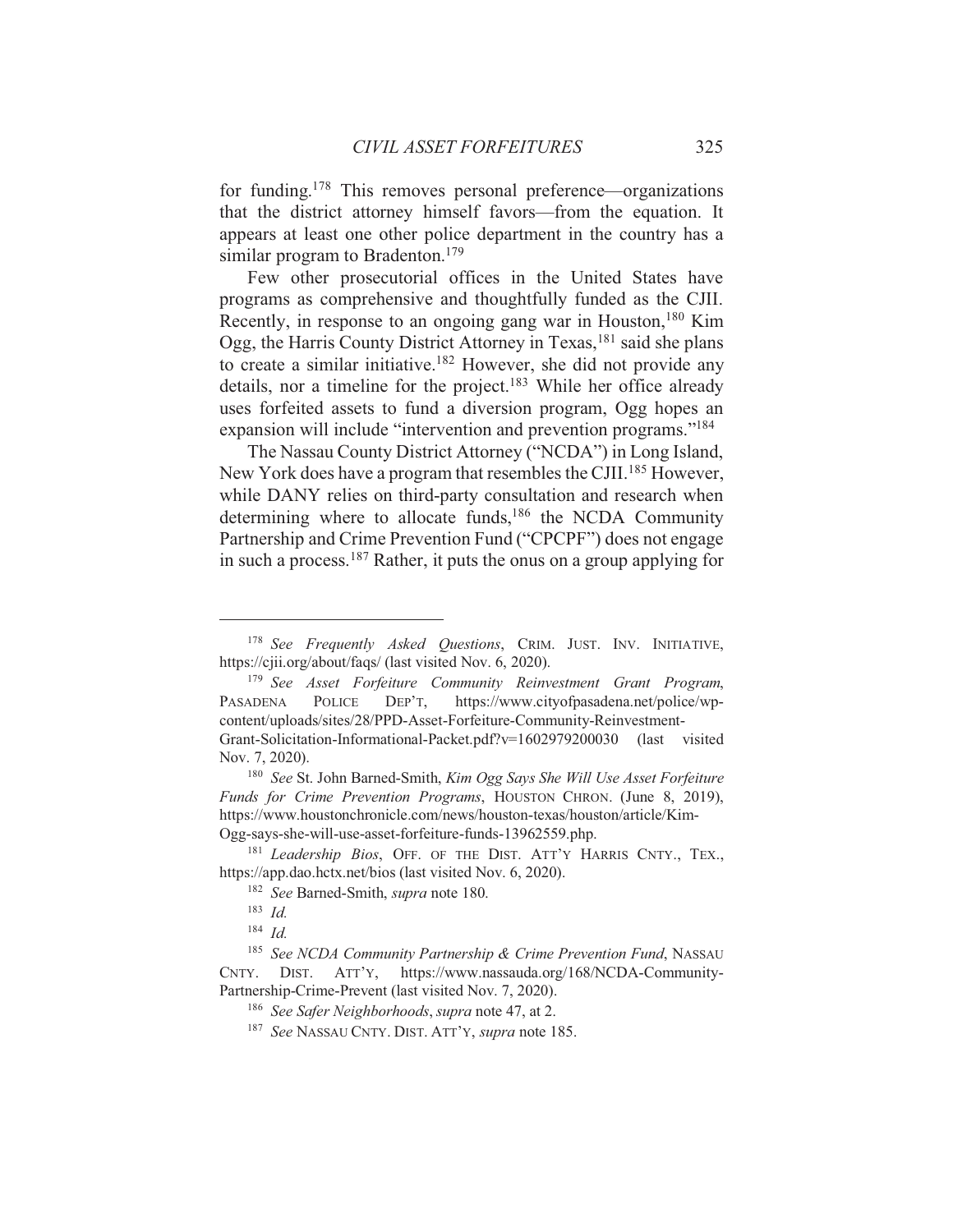for funding.[178] This removes personal preference—organizations that the district attorney himself favors—from the equation. It appears at least one other police department in the country has a similar program to Bradenton.[179]

Few other prosecutorial offices in the United States have programs as comprehensive and thoughtfully funded as the CJII. Recently, in response to an ongoing gang war in Houston,[180] Kim Ogg, the Harris County District Attorney in Texas,[181] said she plans to create a similar initiative.[182] However, she did not provide any details, nor a timeline for the project.[183] While her office already uses forfeited assets to fund a diversion program, Ogg hopes an expansion will include "intervention and prevention programs."[184]

The Nassau County District Attorney ("NCDA") in Long Island, New York does have a program that resembles the CJII.[185] However, while DANY relies on third-party consultation and research when determining where to allocate funds,[186] the NCDA Community Partnership and Crime Prevention Fund ("CPCPF") does not engage in such a process.[187] Rather, it puts the onus on a group applying for

---

[178] *See Frequently Asked Questions*, CRIM. JUST. INV. INITIATIVE, https://cjii.org/about/faqs/ (last visited Nov. 6, 2020).

[179] *See Asset Forfeiture Community Reinvestment Grant Program*, PASADENA POLICE DEP'T, https://www.cityofpasadena.net/police/wp-content/uploads/sites/28/PPD-Asset-Forfeiture-Community-Reinvestment-Grant-Solicitation-Informational-Packet.pdf?v=1602979200030 (last visited Nov. 7, 2020).

[180] *See* St. John Barned-Smith, *Kim Ogg Says She Will Use Asset Forfeiture Funds for Crime Prevention Programs*, HOUSTON CHRON. (June 8, 2019), https://www.houstonchronicle.com/news/houston-texas/houston/article/Kim-Ogg-says-she-will-use-asset-forfeiture-funds-13962559.php.

[181] *Leadership Bios*, OFF. OF THE DIST. ATT'Y HARRIS CNTY., TEX., https://app.dao.hctx.net/bios (last visited Nov. 6, 2020).

[182] *See* Barned-Smith, *supra* note 180.

[183] *Id.*

[184] *Id.*

[185] *See NCDA Community Partnership & Crime Prevention Fund*, NASSAU CNTY. DIST. ATT'Y, https://www.nassauda.org/168/NCDA-Community-Partnership-Crime-Prevent (last visited Nov. 7, 2020).

[186] *See Safer Neighborhoods*, *supra* note 47, at 2.

[187] *See* NASSAU CNTY. DIST. ATT'Y, *supra* note 185.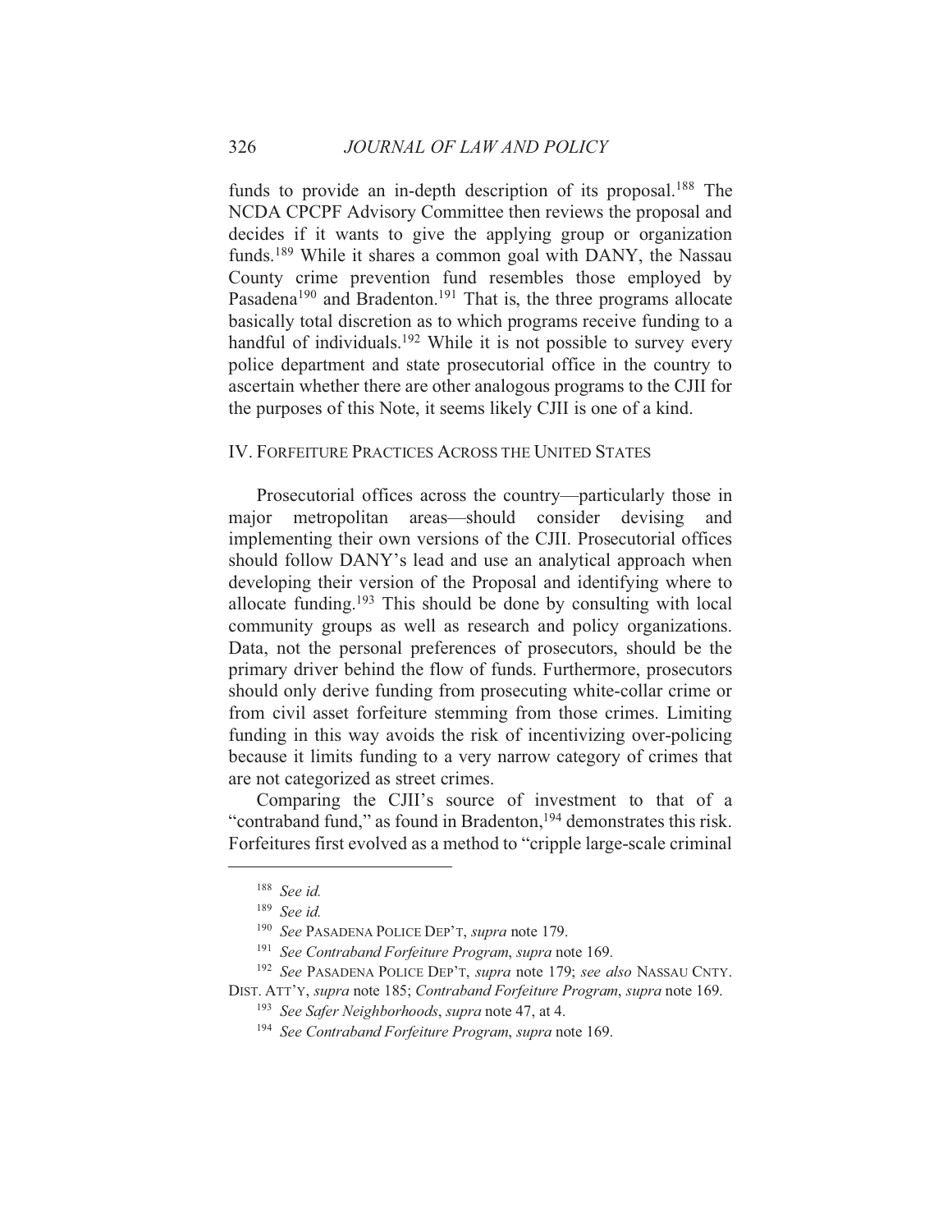funds to provide an in-depth description of its proposal.[188] The NCDA CPCPF Advisory Committee then reviews the proposal and decides if it wants to give the applying group or organization funds.[189] While it shares a common goal with DANY, the Nassau County crime prevention fund resembles those employed by Pasadena[190] and Bradenton.[191] That is, the three programs allocate basically total discretion as to which programs receive funding to a handful of individuals.[192] While it is not possible to survey every police department and state prosecutorial office in the country to ascertain whether there are other analogous programs to the CJII for the purposes of this Note, it seems likely CJII is one of a kind.

## IV. Forfeiture Practices Across the United States

Prosecutorial offices across the country—particularly those in major metropolitan areas—should consider devising and implementing their own versions of the CJII. Prosecutorial offices should follow DANY's lead and use an analytical approach when developing their version of the Proposal and identifying where to allocate funding.[193] This should be done by consulting with local community groups as well as research and policy organizations. Data, not the personal preferences of prosecutors, should be the primary driver behind the flow of funds. Furthermore, prosecutors should only derive funding from prosecuting white-collar crime or from civil asset forfeiture stemming from those crimes. Limiting funding in this way avoids the risk of incentivizing over-policing because it limits funding to a very narrow category of crimes that are not categorized as street crimes.

Comparing the CJII's source of investment to that of a "contraband fund," as found in Bradenton,[194] demonstrates this risk. Forfeitures first evolved as a method to "cripple large-scale criminal

---

[188] *See id.*

[189] *See id.*

[190] *See* Pasadena Police Dep't, *supra* note 179.

[191] *See Contraband Forfeiture Program*, *supra* note 169.

[192] *See* Pasadena Police Dep't, *supra* note 179; *see also* Nassau Cnty. Dist. Att'y, *supra* note 185; *Contraband Forfeiture Program*, *supra* note 169.

[193] *See Safer Neighborhoods*, *supra* note 47, at 4.

[194] *See Contraband Forfeiture Program*, *supra* note 169.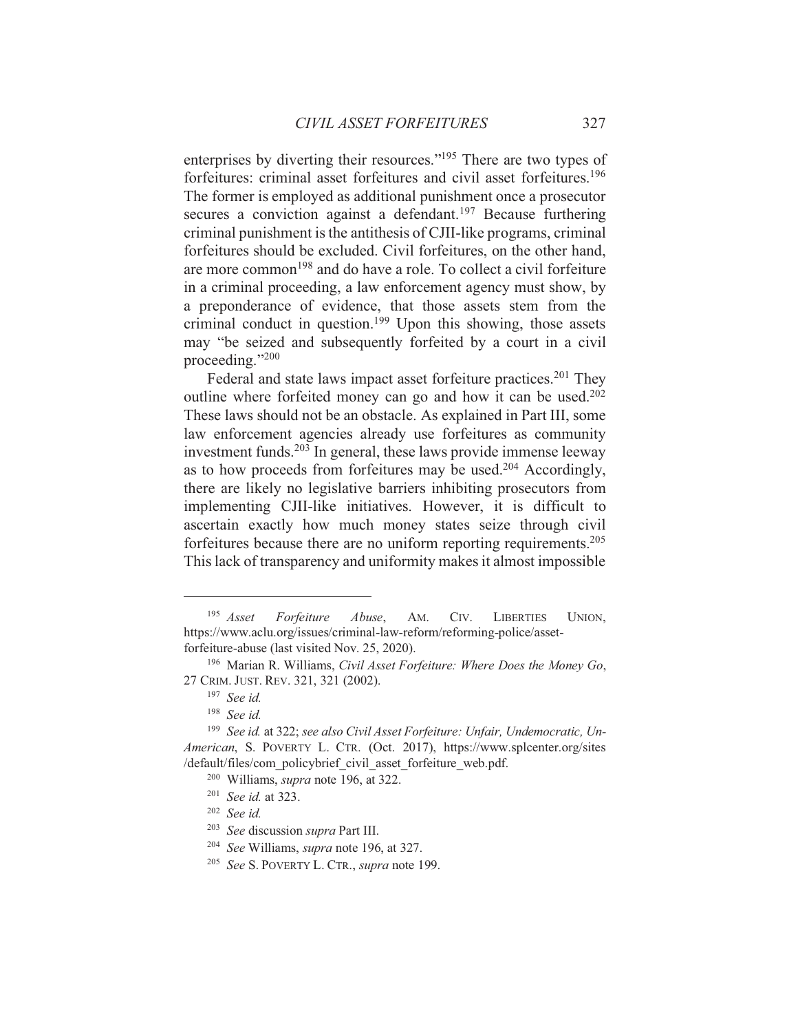enterprises by diverting their resources."[195] There are two types of forfeitures: criminal asset forfeitures and civil asset forfeitures.[196] The former is employed as additional punishment once a prosecutor secures a conviction against a defendant.[197] Because furthering criminal punishment is the antithesis of CJII-like programs, criminal forfeitures should be excluded. Civil forfeitures, on the other hand, are more common[198] and do have a role. To collect a civil forfeiture in a criminal proceeding, a law enforcement agency must show, by a preponderance of evidence, that those assets stem from the criminal conduct in question.[199] Upon this showing, those assets may "be seized and subsequently forfeited by a court in a civil proceeding."[200]

Federal and state laws impact asset forfeiture practices.[201] They outline where forfeited money can go and how it can be used.[202] These laws should not be an obstacle. As explained in Part III, some law enforcement agencies already use forfeitures as community investment funds.[203] In general, these laws provide immense leeway as to how proceeds from forfeitures may be used.[204] Accordingly, there are likely no legislative barriers inhibiting prosecutors from implementing CJII-like initiatives. However, it is difficult to ascertain exactly how much money states seize through civil forfeitures because there are no uniform reporting requirements.[205] This lack of transparency and uniformity makes it almost impossible

---

[195] *Asset Forfeiture Abuse*, AM. CIV. LIBERTIES UNION, https://www.aclu.org/issues/criminal-law-reform/reforming-police/asset-forfeiture-abuse (last visited Nov. 25, 2020).

[196] Marian R. Williams, *Civil Asset Forfeiture: Where Does the Money Go*, 27 CRIM. JUST. REV. 321, 321 (2002).

[197] *See id.*

[198] *See id.*

[199] *See id.* at 322; *see also Civil Asset Forfeiture: Unfair, Undemocratic, Un-American*, S. POVERTY L. CTR. (Oct. 2017), https://www.splcenter.org/sites/default/files/com_policybrief_civil_asset_forfeiture_web.pdf.

[200] Williams, *supra* note 196, at 322.

[201] *See id.* at 323.

[202] *See id.*

[203] *See* discussion *supra* Part III.

[204] *See* Williams, *supra* note 196, at 327.

[205] *See* S. POVERTY L. CTR., *supra* note 199.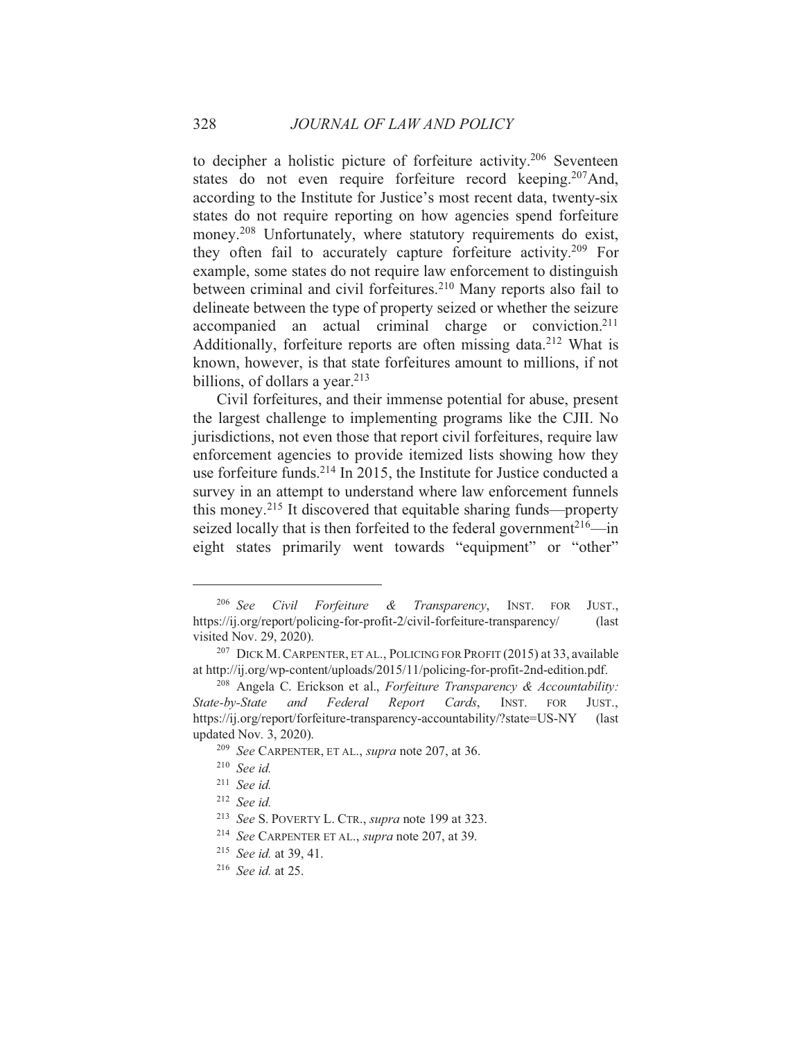to decipher a holistic picture of forfeiture activity.[206] Seventeen states do not even require forfeiture record keeping.[207]And, according to the Institute for Justice's most recent data, twenty-six states do not require reporting on how agencies spend forfeiture money.[208] Unfortunately, where statutory requirements do exist, they often fail to accurately capture forfeiture activity.[209] For example, some states do not require law enforcement to distinguish between criminal and civil forfeitures.[210] Many reports also fail to delineate between the type of property seized or whether the seizure accompanied an actual criminal charge or conviction.[211] Additionally, forfeiture reports are often missing data.[212] What is known, however, is that state forfeitures amount to millions, if not billions, of dollars a year.[213]

Civil forfeitures, and their immense potential for abuse, present the largest challenge to implementing programs like the CJII. No jurisdictions, not even those that report civil forfeitures, require law enforcement agencies to provide itemized lists showing how they use forfeiture funds.[214] In 2015, the Institute for Justice conducted a survey in an attempt to understand where law enforcement funnels this money.[215] It discovered that equitable sharing funds—property seized locally that is then forfeited to the federal government[216]—in eight states primarily went towards "equipment" or "other"

---

[206] *See Civil Forfeiture & Transparency*, INST. FOR JUST., https://ij.org/report/policing-for-profit-2/civil-forfeiture-transparency/ (last visited Nov. 29, 2020).

[207] DICK M. CARPENTER, ET AL., POLICING FOR PROFIT (2015) at 33, available at http://ij.org/wp-content/uploads/2015/11/policing-for-profit-2nd-edition.pdf.

[208] Angela C. Erickson et al., *Forfeiture Transparency & Accountability: State-by-State and Federal Report Cards*, INST. FOR JUST., https://ij.org/report/forfeiture-transparency-accountability/?state=US-NY (last updated Nov. 3, 2020).

[209] *See* CARPENTER, ET AL., *supra* note 207, at 36.

[210] *See id.*

[211] *See id.*

[212] *See id.*

[213] *See* S. POVERTY L. CTR., *supra* note 199 at 323.

[214] *See* CARPENTER ET AL., *supra* note 207, at 39.

[215] *See id.* at 39, 41.

[216] *See id.* at 25.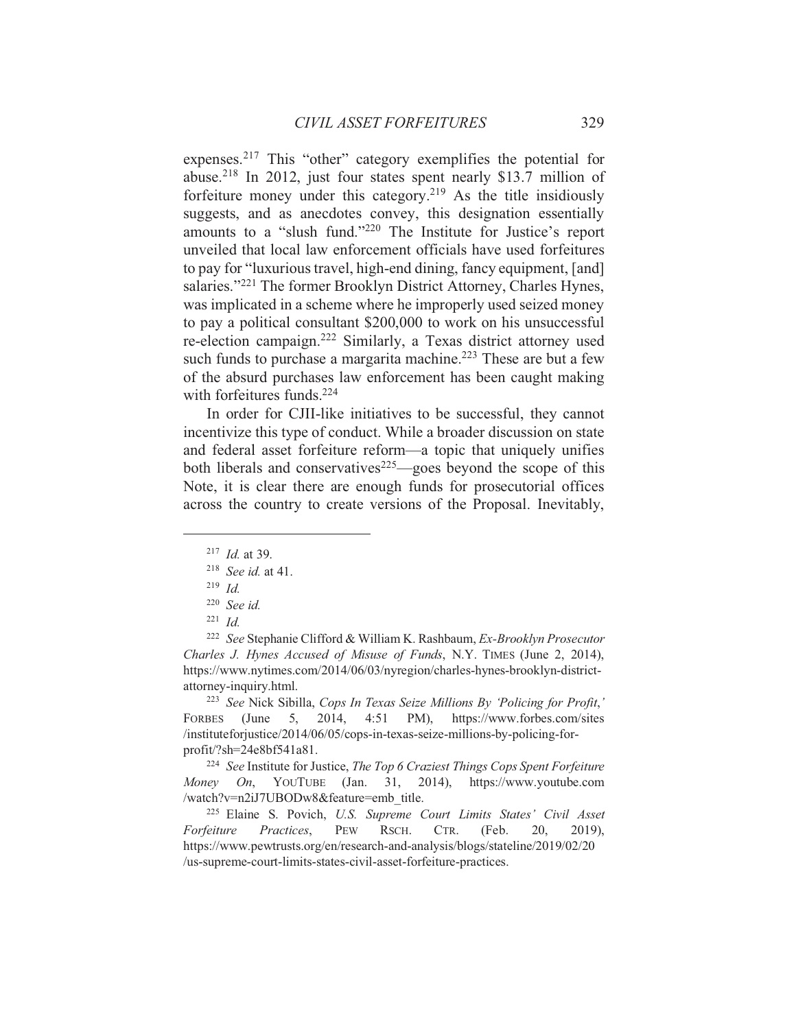expenses.[217] This "other" category exemplifies the potential for abuse.[218] In 2012, just four states spent nearly $13.7 million of forfeiture money under this category.[219] As the title insidiously suggests, and as anecdotes convey, this designation essentially amounts to a "slush fund."[220] The Institute for Justice's report unveiled that local law enforcement officials have used forfeitures to pay for "luxurious travel, high-end dining, fancy equipment, [and] salaries."[221] The former Brooklyn District Attorney, Charles Hynes, was implicated in a scheme where he improperly used seized money to pay a political consultant $200,000 to work on his unsuccessful re-election campaign.[222] Similarly, a Texas district attorney used such funds to purchase a margarita machine.[223] These are but a few of the absurd purchases law enforcement has been caught making with forfeitures funds.[224]

In order for CJII-like initiatives to be successful, they cannot incentivize this type of conduct. While a broader discussion on state and federal asset forfeiture reform—a topic that uniquely unifies both liberals and conservatives[225]—goes beyond the scope of this Note, it is clear there are enough funds for prosecutorial offices across the country to create versions of the Proposal. Inevitably,

---

[217] *Id.* at 39.

[218] *See id.* at 41.

[219] *Id.*

[220] *See id.*

[221] *Id.*

[222] *See* Stephanie Clifford & William K. Rashbaum, *Ex-Brooklyn Prosecutor Charles J. Hynes Accused of Misuse of Funds*, N.Y. TIMES (June 2, 2014), https://www.nytimes.com/2014/06/03/nyregion/charles-hynes-brooklyn-district-attorney-inquiry.html.

[223] *See* Nick Sibilla, *Cops In Texas Seize Millions By 'Policing for Profit,'* FORBES (June 5, 2014, 4:51 PM), https://www.forbes.com/sites/instituteforjustice/2014/06/05/cops-in-texas-seize-millions-by-policing-for-profit/?sh=24e8bf541a81.

[224] *See* Institute for Justice, *The Top 6 Craziest Things Cops Spent Forfeiture Money On*, YOUTUBE (Jan. 31, 2014), https://www.youtube.com/watch?v=n2iJ7UBODw8&feature=emb_title.

[225] Elaine S. Povich, *U.S. Supreme Court Limits States' Civil Asset Forfeiture Practices*, PEW RSCH. CTR. (Feb. 20, 2019), https://www.pewtrusts.org/en/research-and-analysis/blogs/stateline/2019/02/20/us-supreme-court-limits-states-civil-asset-forfeiture-practices.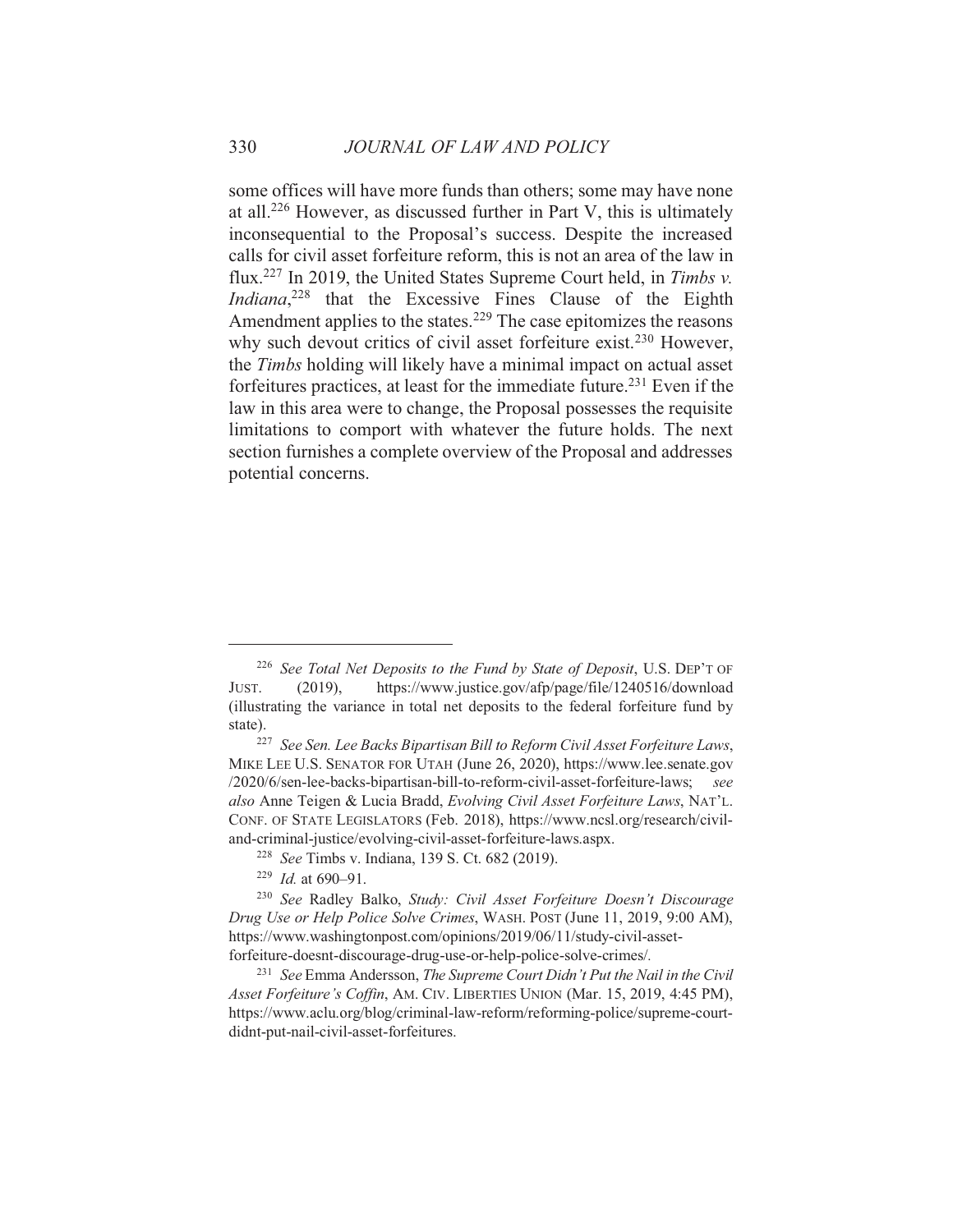some offices will have more funds than others; some may have none at all.[226] However, as discussed further in Part V, this is ultimately inconsequential to the Proposal's success. Despite the increased calls for civil asset forfeiture reform, this is not an area of the law in flux.[227] In 2019, the United States Supreme Court held, in *Timbs v. Indiana*,[228] that the Excessive Fines Clause of the Eighth Amendment applies to the states.[229] The case epitomizes the reasons why such devout critics of civil asset forfeiture exist.[230] However, the *Timbs* holding will likely have a minimal impact on actual asset forfeitures practices, at least for the immediate future.[231] Even if the law in this area were to change, the Proposal possesses the requisite limitations to comport with whatever the future holds. The next section furnishes a complete overview of the Proposal and addresses potential concerns.

---

[226] *See Total Net Deposits to the Fund by State of Deposit*, U.S. DEP'T OF JUST. (2019), https://www.justice.gov/afp/page/file/1240516/download (illustrating the variance in total net deposits to the federal forfeiture fund by state).

[227] *See Sen. Lee Backs Bipartisan Bill to Reform Civil Asset Forfeiture Laws*, MIKE LEE U.S. SENATOR FOR UTAH (June 26, 2020), https://www.lee.senate.gov/2020/6/sen-lee-backs-bipartisan-bill-to-reform-civil-asset-forfeiture-laws; *see also* Anne Teigen & Lucia Bradd, *Evolving Civil Asset Forfeiture Laws*, NAT'L. CONF. OF STATE LEGISLATORS (Feb. 2018), https://www.ncsl.org/research/civil-and-criminal-justice/evolving-civil-asset-forfeiture-laws.aspx.

[228] *See* Timbs v. Indiana, 139 S. Ct. 682 (2019).

[229] *Id.* at 690–91.

[230] *See* Radley Balko, *Study: Civil Asset Forfeiture Doesn't Discourage Drug Use or Help Police Solve Crimes*, WASH. POST (June 11, 2019, 9:00 AM), https://www.washingtonpost.com/opinions/2019/06/11/study-civil-asset-forfeiture-doesnt-discourage-drug-use-or-help-police-solve-crimes/.

[231] *See* Emma Andersson, *The Supreme Court Didn't Put the Nail in the Civil Asset Forfeiture's Coffin*, AM. CIV. LIBERTIES UNION (Mar. 15, 2019, 4:45 PM), https://www.aclu.org/blog/criminal-law-reform/reforming-police/supreme-court-didnt-put-nail-civil-asset-forfeitures.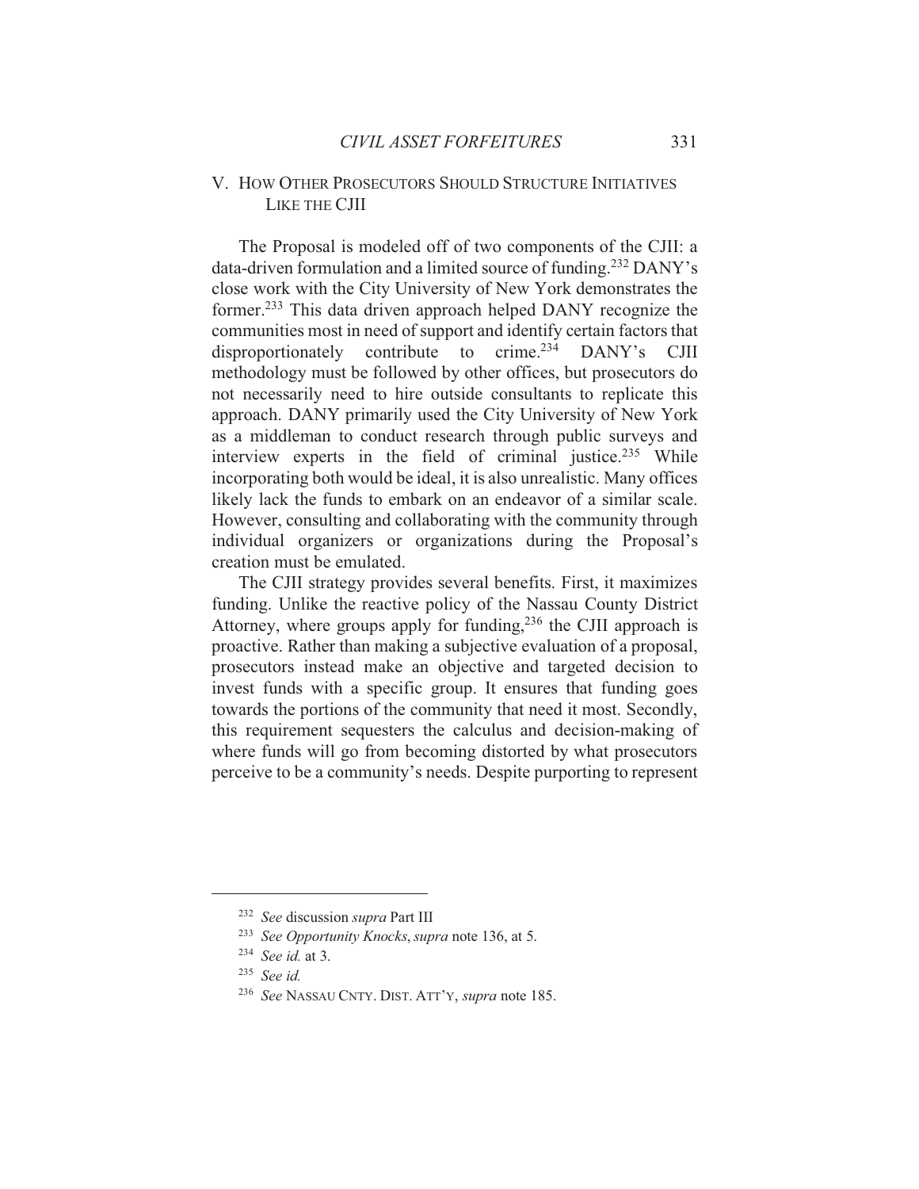## V. How Other Prosecutors Should Structure Initiatives Like the CJII

The Proposal is modeled off of two components of the CJII: a data-driven formulation and a limited source of funding.[232] DANY's close work with the City University of New York demonstrates the former.[233] This data driven approach helped DANY recognize the communities most in need of support and identify certain factors that disproportionately contribute to crime.[234] DANY's CJII methodology must be followed by other offices, but prosecutors do not necessarily need to hire outside consultants to replicate this approach. DANY primarily used the City University of New York as a middleman to conduct research through public surveys and interview experts in the field of criminal justice.[235] While incorporating both would be ideal, it is also unrealistic. Many offices likely lack the funds to embark on an endeavor of a similar scale. However, consulting and collaborating with the community through individual organizers or organizations during the Proposal's creation must be emulated.

The CJII strategy provides several benefits. First, it maximizes funding. Unlike the reactive policy of the Nassau County District Attorney, where groups apply for funding,[236] the CJII approach is proactive. Rather than making a subjective evaluation of a proposal, prosecutors instead make an objective and targeted decision to invest funds with a specific group. It ensures that funding goes towards the portions of the community that need it most. Secondly, this requirement sequesters the calculus and decision-making of where funds will go from becoming distorted by what prosecutors perceive to be a community's needs. Despite purporting to represent

---

[232] *See* discussion *supra* Part III

[233] *See Opportunity Knocks*, *supra* note 136, at 5.

[234] *See id.* at 3.

[235] *See id.*

[236] *See* NASSAU CNTY. DIST. ATT'Y, *supra* note 185.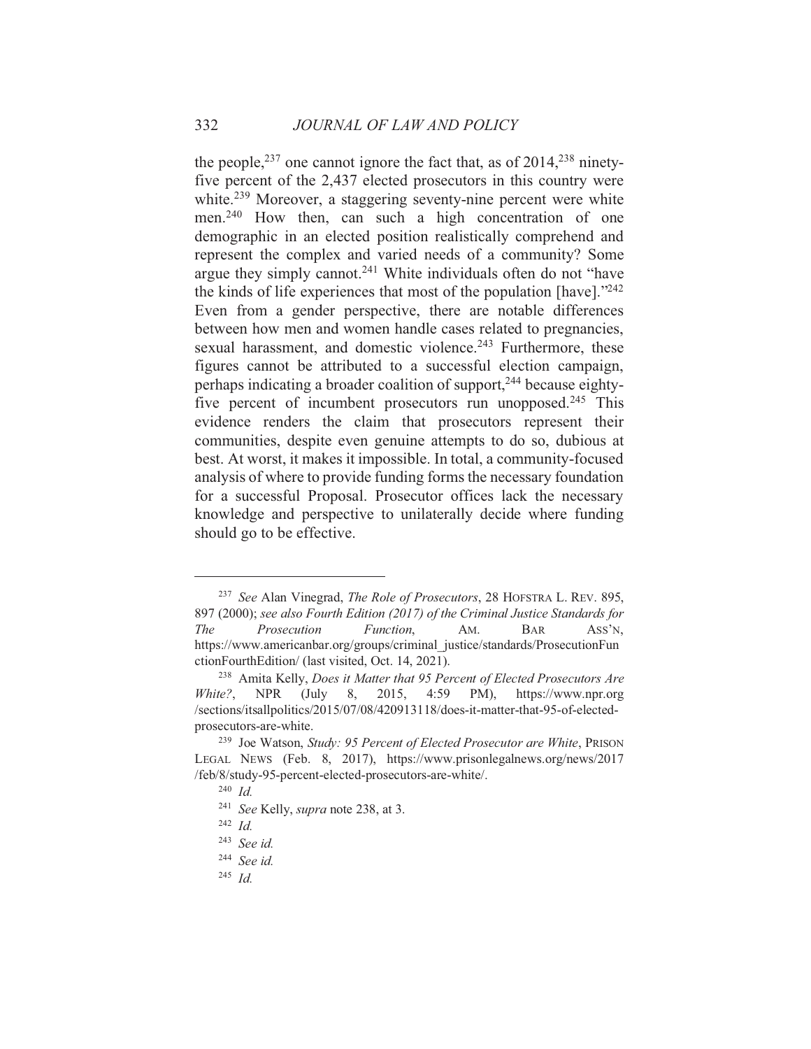the people,[237] one cannot ignore the fact that, as of 2014,[238] ninety-five percent of the 2,437 elected prosecutors in this country were white.[239] Moreover, a staggering seventy-nine percent were white men.[240] How then, can such a high concentration of one demographic in an elected position realistically comprehend and represent the complex and varied needs of a community? Some argue they simply cannot.[241] White individuals often do not "have the kinds of life experiences that most of the population [have]."[242] Even from a gender perspective, there are notable differences between how men and women handle cases related to pregnancies, sexual harassment, and domestic violence.[243] Furthermore, these figures cannot be attributed to a successful election campaign, perhaps indicating a broader coalition of support,[244] because eighty-five percent of incumbent prosecutors run unopposed.[245] This evidence renders the claim that prosecutors represent their communities, despite even genuine attempts to do so, dubious at best. At worst, it makes it impossible. In total, a community-focused analysis of where to provide funding forms the necessary foundation for a successful Proposal. Prosecutor offices lack the necessary knowledge and perspective to unilaterally decide where funding should go to be effective.

---

[237] *See* Alan Vinegrad, *The Role of Prosecutors*, 28 HOFSTRA L. REV. 895, 897 (2000); *see also Fourth Edition (2017) of the Criminal Justice Standards for The Prosecution Function*, AM. BAR ASS'N, https://www.americanbar.org/groups/criminal_justice/standards/ProsecutionFunctionFourthEdition/ (last visited, Oct. 14, 2021).

[238] Amita Kelly, *Does it Matter that 95 Percent of Elected Prosecutors Are White?*, NPR (July 8, 2015, 4:59 PM), https://www.npr.org/sections/itsallpolitics/2015/07/08/420913118/does-it-matter-that-95-of-elected-prosecutors-are-white.

[239] Joe Watson, *Study: 95 Percent of Elected Prosecutor are White*, PRISON LEGAL NEWS (Feb. 8, 2017), https://www.prisonlegalnews.org/news/2017/feb/8/study-95-percent-elected-prosecutors-are-white/.

[240] *Id.*

[241] *See* Kelly, *supra* note 238, at 3.

[242] *Id.*

[243] *See id.*

[244] *See id.*

[245] *Id.*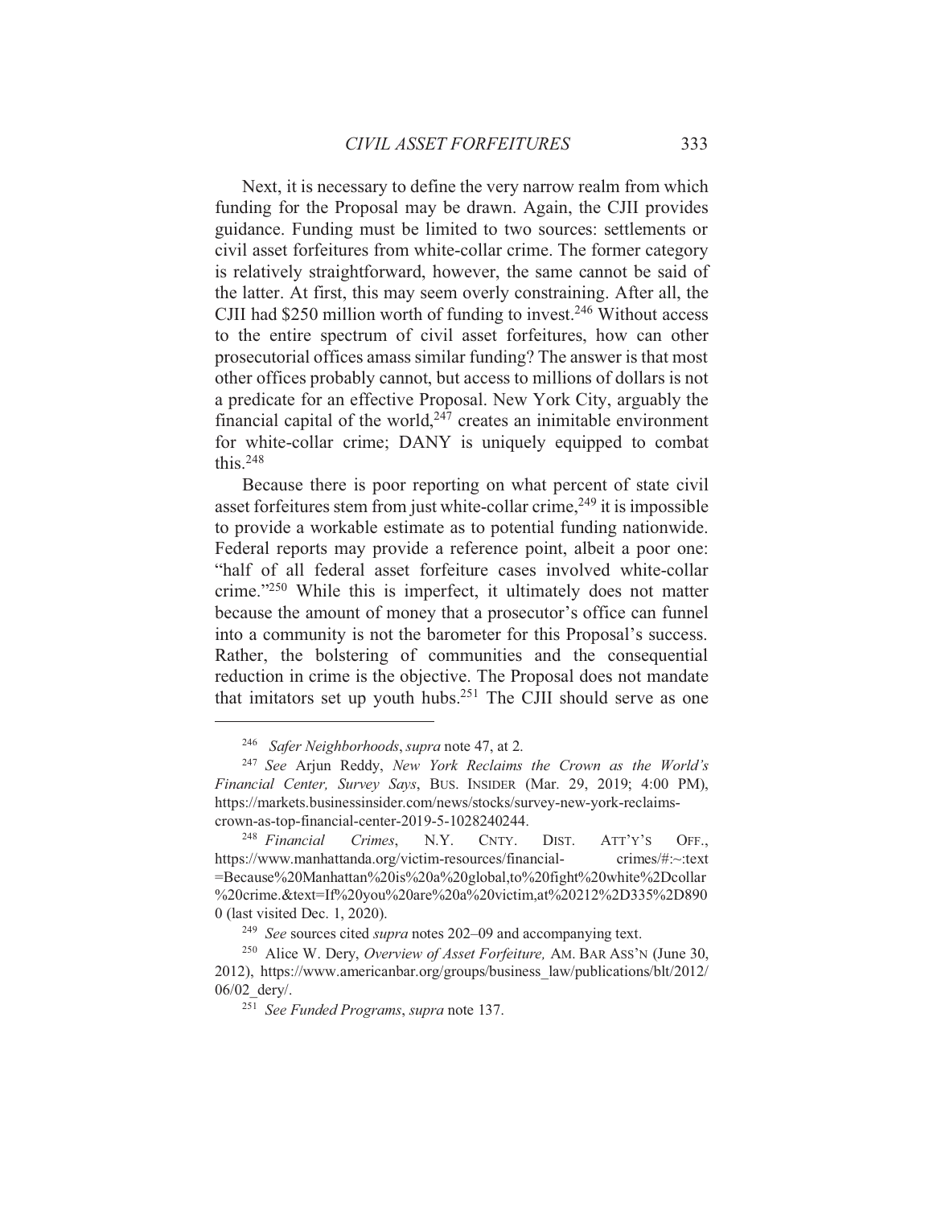Next, it is necessary to define the very narrow realm from which funding for the Proposal may be drawn. Again, the CJII provides guidance. Funding must be limited to two sources: settlements or civil asset forfeitures from white-collar crime. The former category is relatively straightforward, however, the same cannot be said of the latter. At first, this may seem overly constraining. After all, the CJII had $250 million worth of funding to invest.[246] Without access to the entire spectrum of civil asset forfeitures, how can other prosecutorial offices amass similar funding? The answer is that most other offices probably cannot, but access to millions of dollars is not a predicate for an effective Proposal. New York City, arguably the financial capital of the world,[247] creates an inimitable environment for white-collar crime; DANY is uniquely equipped to combat this.[248]

Because there is poor reporting on what percent of state civil asset forfeitures stem from just white-collar crime,[249] it is impossible to provide a workable estimate as to potential funding nationwide. Federal reports may provide a reference point, albeit a poor one: "half of all federal asset forfeiture cases involved white-collar crime."[250] While this is imperfect, it ultimately does not matter because the amount of money that a prosecutor's office can funnel into a community is not the barometer for this Proposal's success. Rather, the bolstering of communities and the consequential reduction in crime is the objective. The Proposal does not mandate that imitators set up youth hubs.[251] The CJII should serve as one

---

[246] *Safer Neighborhoods*, *supra* note 47, at 2.

[247] *See* Arjun Reddy, *New York Reclaims the Crown as the World's Financial Center, Survey Says*, BUS. INSIDER (Mar. 29, 2019; 4:00 PM), https://markets.businessinsider.com/news/stocks/survey-new-york-reclaims-crown-as-top-financial-center-2019-5-1028240244.

[248] *Financial Crimes*, N.Y. CNTY. DIST. ATT'Y'S OFF., https://www.manhattanda.org/victim-resources/financial-crimes/#:~:text=Because%20Manhattan%20is%20a%20global,to%20fight%20white%2Dcollar%20crime.&text=If%20you%20are%20a%20victim,at%20212%2D335%2D8900 (last visited Dec. 1, 2020).

[249] *See* sources cited *supra* notes 202–09 and accompanying text.

[250] Alice W. Dery, *Overview of Asset Forfeiture,* AM. BAR ASS'N (June 30, 2012), https://www.americanbar.org/groups/business_law/publications/blt/2012/06/02_dery/.

[251] *See Funded Programs*, *supra* note 137.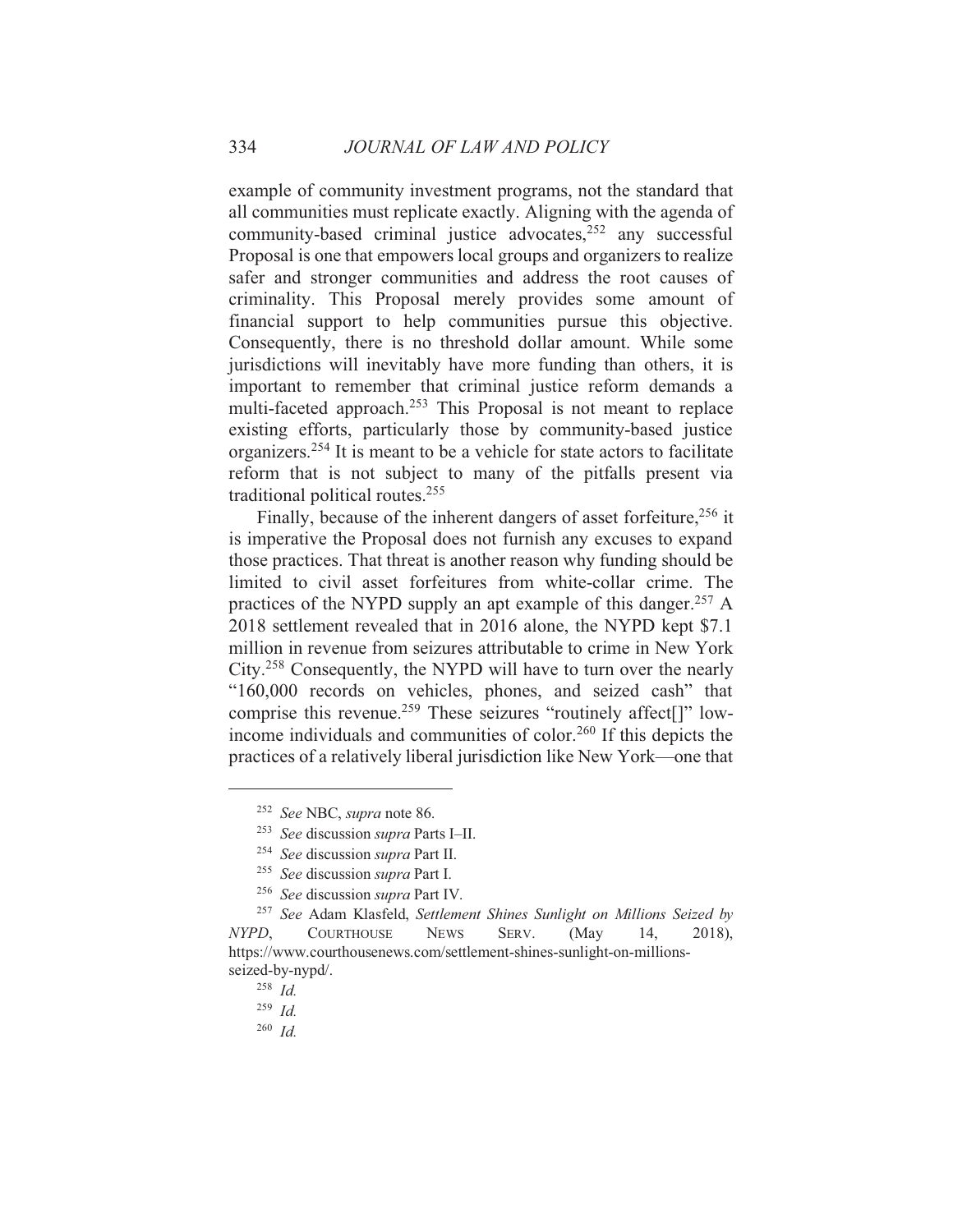example of community investment programs, not the standard that all communities must replicate exactly. Aligning with the agenda of community-based criminal justice advocates,[252] any successful Proposal is one that empowers local groups and organizers to realize safer and stronger communities and address the root causes of criminality. This Proposal merely provides some amount of financial support to help communities pursue this objective. Consequently, there is no threshold dollar amount. While some jurisdictions will inevitably have more funding than others, it is important to remember that criminal justice reform demands a multi-faceted approach.[253] This Proposal is not meant to replace existing efforts, particularly those by community-based justice organizers.[254] It is meant to be a vehicle for state actors to facilitate reform that is not subject to many of the pitfalls present via traditional political routes.[255]

Finally, because of the inherent dangers of asset forfeiture,[256] it is imperative the Proposal does not furnish any excuses to expand those practices. That threat is another reason why funding should be limited to civil asset forfeitures from white-collar crime. The practices of the NYPD supply an apt example of this danger.[257] A 2018 settlement revealed that in 2016 alone, the NYPD kept $7.1 million in revenue from seizures attributable to crime in New York City.[258] Consequently, the NYPD will have to turn over the nearly "160,000 records on vehicles, phones, and seized cash" that comprise this revenue.[259] These seizures "routinely affect[]" low-income individuals and communities of color.[260] If this depicts the practices of a relatively liberal jurisdiction like New York—one that

---

[252] *See* NBC, *supra* note 86.

[253] *See* discussion *supra* Parts I–II.

[254] *See* discussion *supra* Part II.

[255] *See* discussion *supra* Part I.

[256] *See* discussion *supra* Part IV.

[257] *See* Adam Klasfeld, *Settlement Shines Sunlight on Millions Seized by NYPD*, COURTHOUSE NEWS SERV. (May 14, 2018), https://www.courthousenews.com/settlement-shines-sunlight-on-millions-seized-by-nypd/.

[258] *Id.*

[259] *Id.*

[260] *Id.*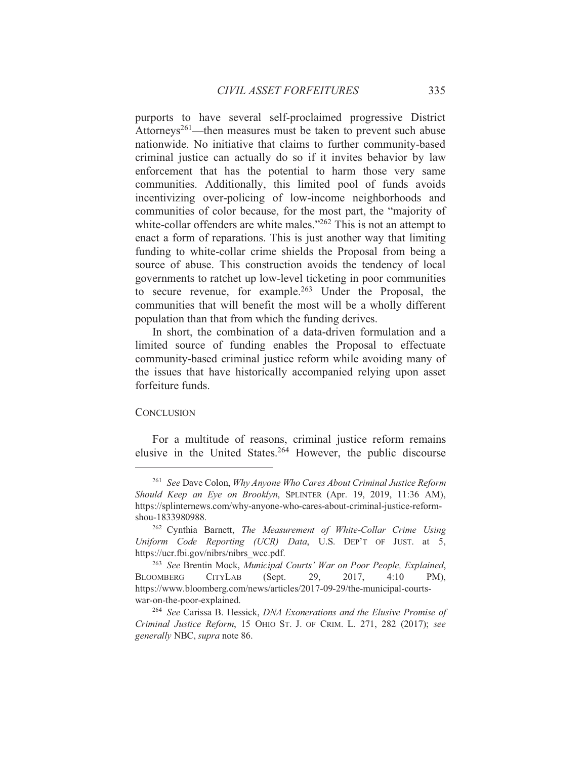purports to have several self-proclaimed progressive District Attorneys[261]—then measures must be taken to prevent such abuse nationwide. No initiative that claims to further community-based criminal justice can actually do so if it invites behavior by law enforcement that has the potential to harm those very same communities. Additionally, this limited pool of funds avoids incentivizing over-policing of low-income neighborhoods and communities of color because, for the most part, the "majority of white-collar offenders are white males."[262] This is not an attempt to enact a form of reparations. This is just another way that limiting funding to white-collar crime shields the Proposal from being a source of abuse. This construction avoids the tendency of local governments to ratchet up low-level ticketing in poor communities to secure revenue, for example.[263] Under the Proposal, the communities that will benefit the most will be a wholly different population than that from which the funding derives.

In short, the combination of a data-driven formulation and a limited source of funding enables the Proposal to effectuate community-based criminal justice reform while avoiding many of the issues that have historically accompanied relying upon asset forfeiture funds.

## CONCLUSION

For a multitude of reasons, criminal justice reform remains elusive in the United States.[264] However, the public discourse

---

[261] *See* Dave Colon, *Why Anyone Who Cares About Criminal Justice Reform Should Keep an Eye on Brooklyn*, SPLINTER (Apr. 19, 2019, 11:36 AM), https://splinternews.com/why-anyone-who-cares-about-criminal-justice-reform-shou-1833980988.

[262] Cynthia Barnett, *The Measurement of White-Collar Crime Using Uniform Code Reporting (UCR) Data*, U.S. DEP'T OF JUST. at 5, https://ucr.fbi.gov/nibrs/nibrs_wcc.pdf.

[263] *See* Brentin Mock, *Municipal Courts' War on Poor People, Explained*, BLOOMBERG CITYLAB (Sept. 29, 2017, 4:10 PM), https://www.bloomberg.com/news/articles/2017-09-29/the-municipal-courts-war-on-the-poor-explained.

[264] *See* Carissa B. Hessick, *DNA Exonerations and the Elusive Promise of Criminal Justice Reform*, 15 OHIO ST. J. OF CRIM. L. 271, 282 (2017); *see generally* NBC, *supra* note 86.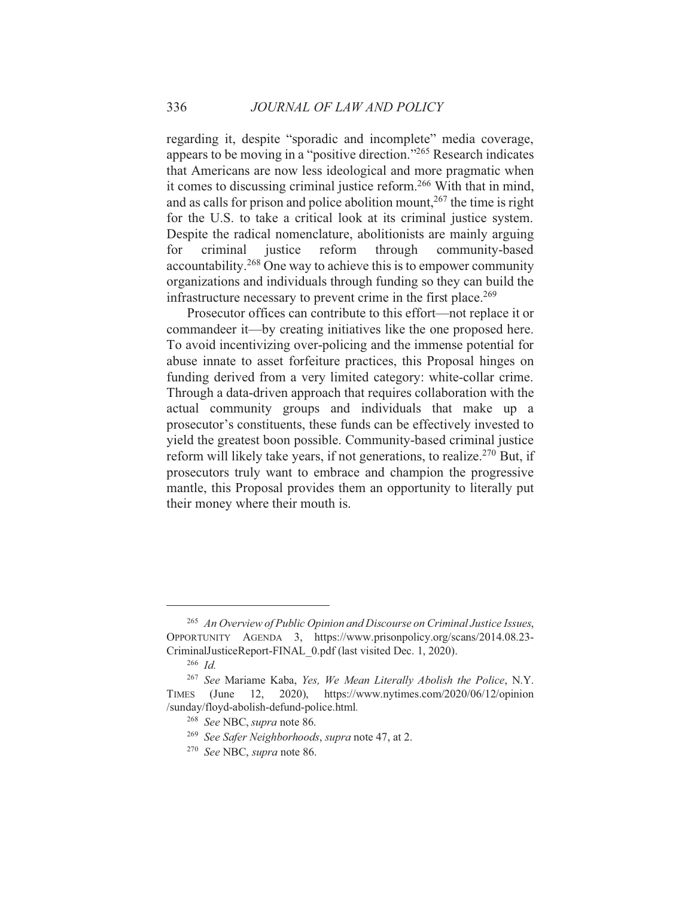regarding it, despite "sporadic and incomplete" media coverage, appears to be moving in a "positive direction."[265] Research indicates that Americans are now less ideological and more pragmatic when it comes to discussing criminal justice reform.[266] With that in mind, and as calls for prison and police abolition mount,[267] the time is right for the U.S. to take a critical look at its criminal justice system. Despite the radical nomenclature, abolitionists are mainly arguing for criminal justice reform through community-based accountability.[268] One way to achieve this is to empower community organizations and individuals through funding so they can build the infrastructure necessary to prevent crime in the first place.[269]

Prosecutor offices can contribute to this effort—not replace it or commandeer it—by creating initiatives like the one proposed here. To avoid incentivizing over-policing and the immense potential for abuse innate to asset forfeiture practices, this Proposal hinges on funding derived from a very limited category: white-collar crime. Through a data-driven approach that requires collaboration with the actual community groups and individuals that make up a prosecutor's constituents, these funds can be effectively invested to yield the greatest boon possible. Community-based criminal justice reform will likely take years, if not generations, to realize.[270] But, if prosecutors truly want to embrace and champion the progressive mantle, this Proposal provides them an opportunity to literally put their money where their mouth is.

---

[265] *An Overview of Public Opinion and Discourse on Criminal Justice Issues*, OPPORTUNITY AGENDA 3, https://www.prisonpolicy.org/scans/2014.08.23-CriminalJusticeReport-FINAL_0.pdf (last visited Dec. 1, 2020).

[266] *Id.*

[267] *See* Mariame Kaba, *Yes, We Mean Literally Abolish the Police*, N.Y. TIMES (June 12, 2020), https://www.nytimes.com/2020/06/12/opinion/sunday/floyd-abolish-defund-police.html.

[268] *See* NBC, *supra* note 86.

[269] *See Safer Neighborhoods*, *supra* note 47, at 2.

[270] *See* NBC, *supra* note 86.